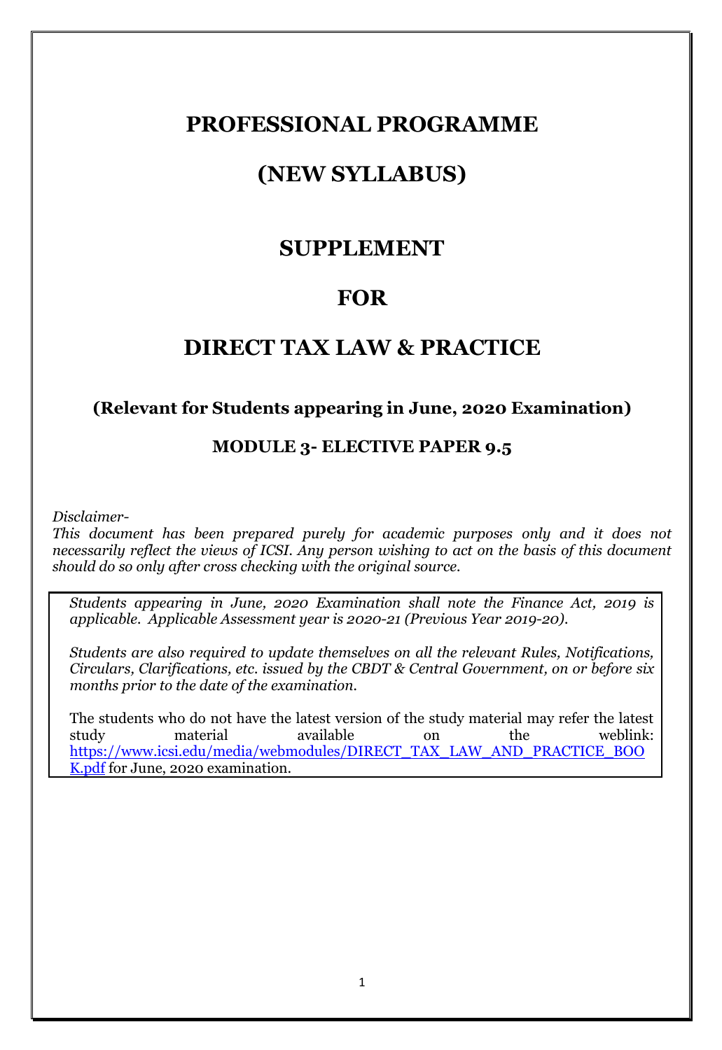# PROFESSIONAL PROGRAMME

# (NEW SYLLABUS)

# SUPPLEMENT

# FOR

# DIRECT TAX LAW & PRACTICE

### (Relevant for Students appearing in June, 2020 Examination)

### MODULE 3- ELECTIVE PAPER 9.5

*Disclaimer-*
*This document has been prepared purely for academic purposes only and it does not necessarily reflect the views of ICSI. Any person wishing to act on the basis of this document should do so only after cross checking with the original source.*

*Students appearing in June, 2020 Examination shall note the Finance Act, 2019 is applicable. Applicable Assessment year is 2020-21 (Previous Year 2019-20).*

*Students are also required to update themselves on all the relevant Rules, Notifications, Circulars, Clarifications, etc. issued by the CBDT & Central Government, on or before six months prior to the date of the examination.*

The students who do not have the latest version of the study material may refer the latest study material available on the weblink: [https://www.icsi.edu/media/webmodules/DIRECT_TAX_LAW_AND_PRACTICE_BOOK.pdf](https://www.icsi.edu/media/webmodules/DIRECT_TAX_LAW_AND_PRACTICE_BOOK.pdf) for June, 2020 examination.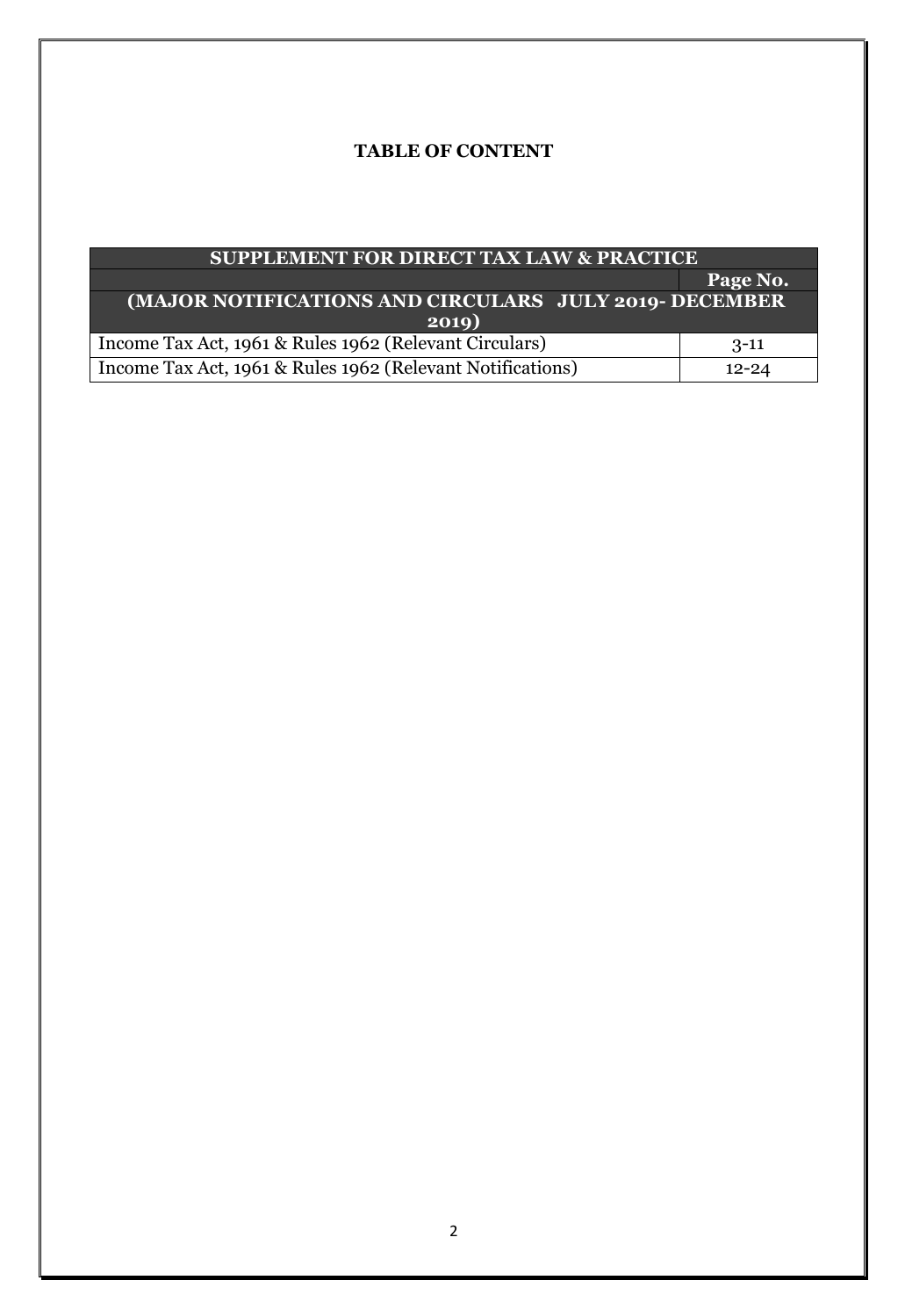## TABLE OF CONTENT

| SUPPLEMENT FOR DIRECT TAX LAW & PRACTICE | |
|---|---|
| | Page No. |
| (MAJOR NOTIFICATIONS AND CIRCULARS JULY 2019- DECEMBER 2019) | |
| Income Tax Act, 1961 & Rules 1962 (Relevant Circulars) | 3-11 |
| Income Tax Act, 1961 & Rules 1962 (Relevant Notifications) | 12-24 |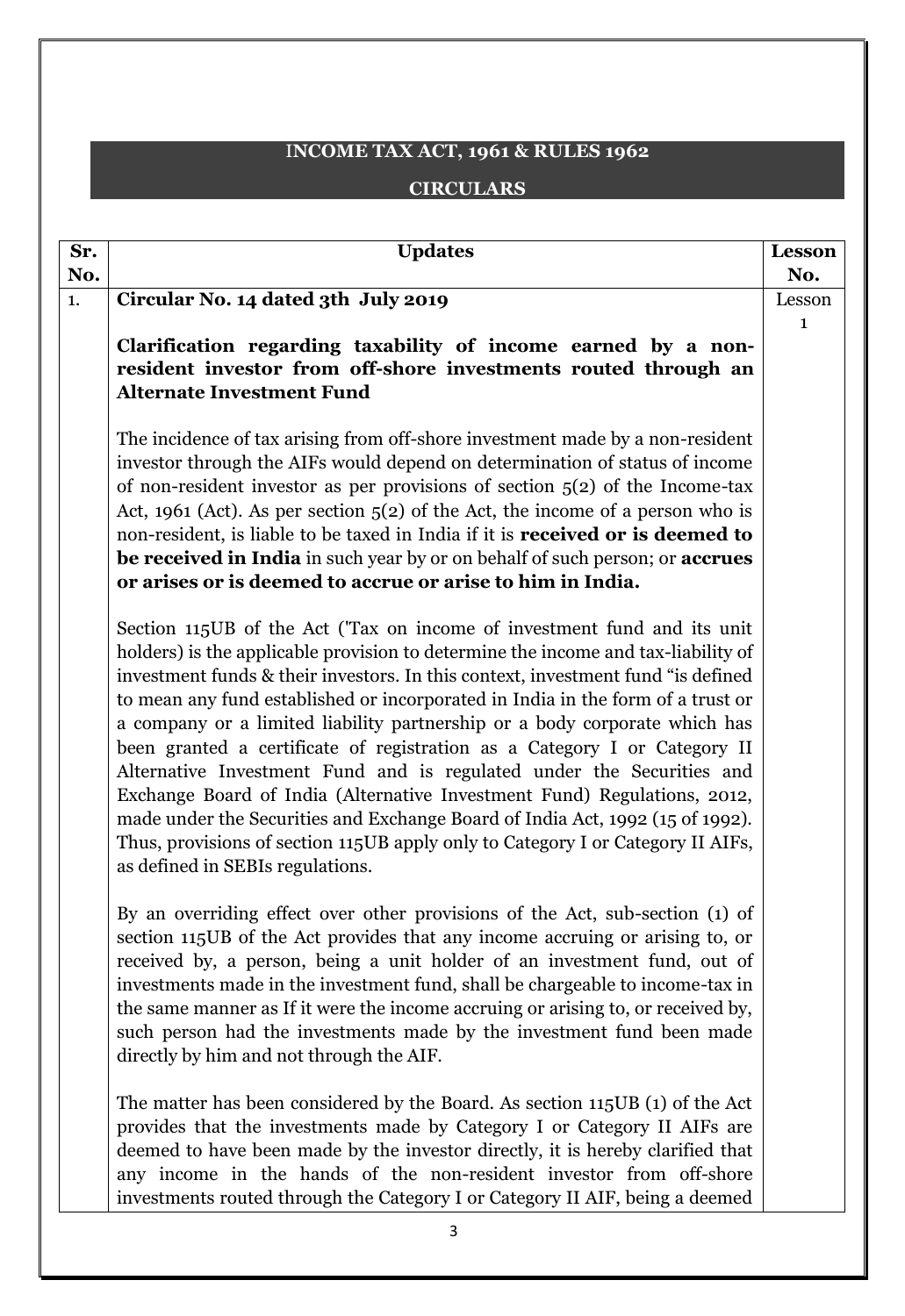# INCOME TAX ACT, 1961 & RULES 1962

## CIRCULARS

| Sr. No. | Updates | Lesson No. |
|---|---|---|
| 1. | **Circular No. 14 dated 3th July 2019**<br><br>**Clarification regarding taxability of income earned by a non-resident investor from off-shore investments routed through an Alternate Investment Fund**<br><br>The incidence of tax arising from off-shore investment made by a non-resident investor through the AIFs would depend on determination of status of income of non-resident investor as per provisions of section 5(2) of the Income-tax Act, 1961 (Act). As per section 5(2) of the Act, the income of a person who is non-resident, is liable to be taxed in India if it is **received or is deemed to be received in India** in such year by or on behalf of such person; or **accrues or arises or is deemed to accrue or arise to him in India.**<br><br>Section 115UB of the Act ('Tax on income of investment fund and its unit holders) is the applicable provision to determine the income and tax-liability of investment funds & their investors. In this context, investment fund "is defined to mean any fund established or incorporated in India in the form of a trust or a company or a limited liability partnership or a body corporate which has been granted a certificate of registration as a Category I or Category II Alternative Investment Fund and is regulated under the Securities and Exchange Board of India (Alternative Investment Fund) Regulations, 2012, made under the Securities and Exchange Board of India Act, 1992 (15 of 1992). Thus, provisions of section 115UB apply only to Category I or Category II AIFs, as defined in SEBIs regulations.<br><br>By an overriding effect over other provisions of the Act, sub-section (1) of section 115UB of the Act provides that any income accruing or arising to, or received by, a person, being a unit holder of an investment fund, out of investments made in the investment fund, shall be chargeable to income-tax in the same manner as If it were the income accruing or arising to, or received by, such person had the investments made by the investment fund been made directly by him and not through the AIF.<br><br>The matter has been considered by the Board. As section 115UB (1) of the Act provides that the investments made by Category I or Category II AIFs are deemed to have been made by the investor directly, it is hereby clarified that any income in the hands of the non-resident investor from off-shore investments routed through the Category I or Category II AIF, being a deemed | Lesson 1 |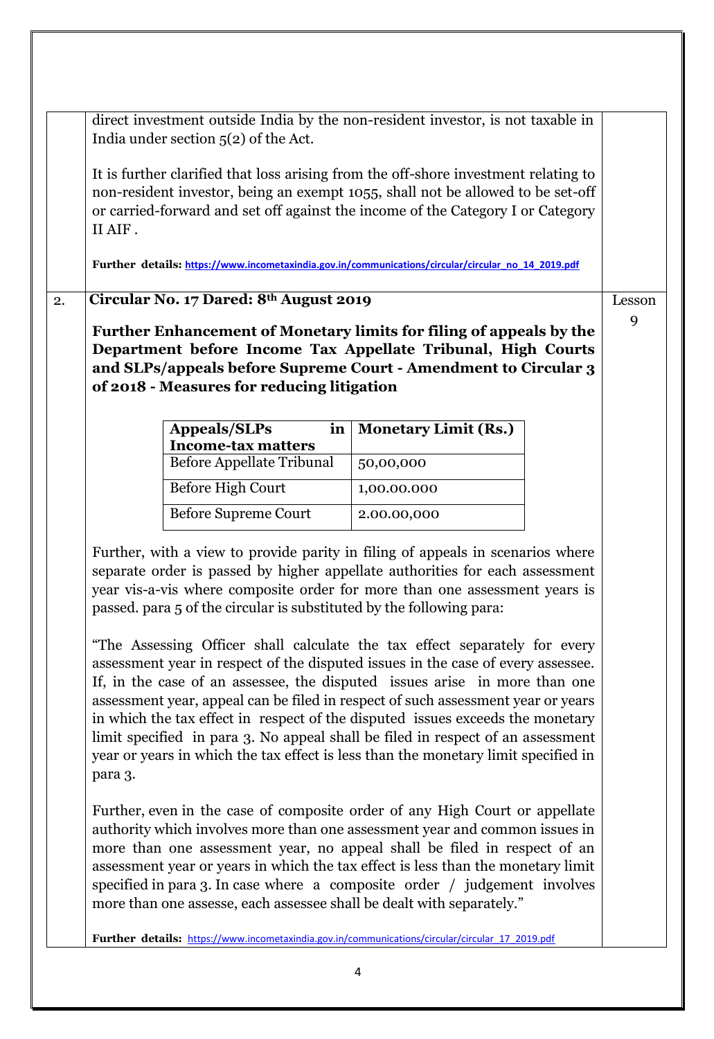| | | |
|---|---|---|
| | direct investment outside India by the non-resident investor, is not taxable in India under section 5(2) of the Act.<br><br>It is further clarified that loss arising from the off-shore investment relating to non-resident investor, being an exempt 1055, shall not be allowed to be set-off or carried-forward and set off against the income of the Category I or Category II AIF .<br><br>**Further details:** https://www.incometaxindia.gov.in/communications/circular/circular_no_14_2019.pdf | |
| 2. | **Circular No. 17 Dared: 8th August 2019**<br><br>**Further Enhancement of Monetary limits for filing of appeals by the Department before Income Tax Appellate Tribunal, High Courts and SLPs/appeals before Supreme Court - Amendment to Circular 3 of 2018 - Measures for reducing litigation**<br><br>**Appeals/SLPs in Income-tax matters** — **Monetary Limit (Rs.)**<br>Before Appellate Tribunal — 50,00,000<br>Before High Court — 1,00.00.000<br>Before Supreme Court — 2.00.00,000<br><br>Further, with a view to provide parity in filing of appeals in scenarios where separate order is passed by higher appellate authorities for each assessment year vis-a-vis where composite order for more than one assessment years is passed. para 5 of the circular is substituted by the following para:<br><br>"The Assessing Officer shall calculate the tax effect separately for every assessment year in respect of the disputed issues in the case of every assessee. If, in the case of an assessee, the disputed issues arise in more than one assessment year, appeal can be filed in respect of such assessment year or years in which the tax effect in respect of the disputed issues exceeds the monetary limit specified in para 3. No appeal shall be filed in respect of an assessment year or years in which the tax effect is less than the monetary limit specified in para 3.<br><br>Further, even in the case of composite order of any High Court or appellate authority which involves more than one assessment year and common issues in more than one assessment year, no appeal shall be filed in respect of an assessment year or years in which the tax effect is less than the monetary limit specified in para 3. In case where a composite order / judgement involves more than one assesse, each assessee shall be dealt with separately."<br><br>**Further details:** https://www.incometaxindia.gov.in/communications/circular/circular_17_2019.pdf | Lesson 9 |

The table within item 2:

| Appeals/SLPs in Income-tax matters | Monetary Limit (Rs.) |
|---|---|
| Before Appellate Tribunal | 50,00,000 |
| Before High Court | 1,00.00.000 |
| Before Supreme Court | 2.00.00,000 |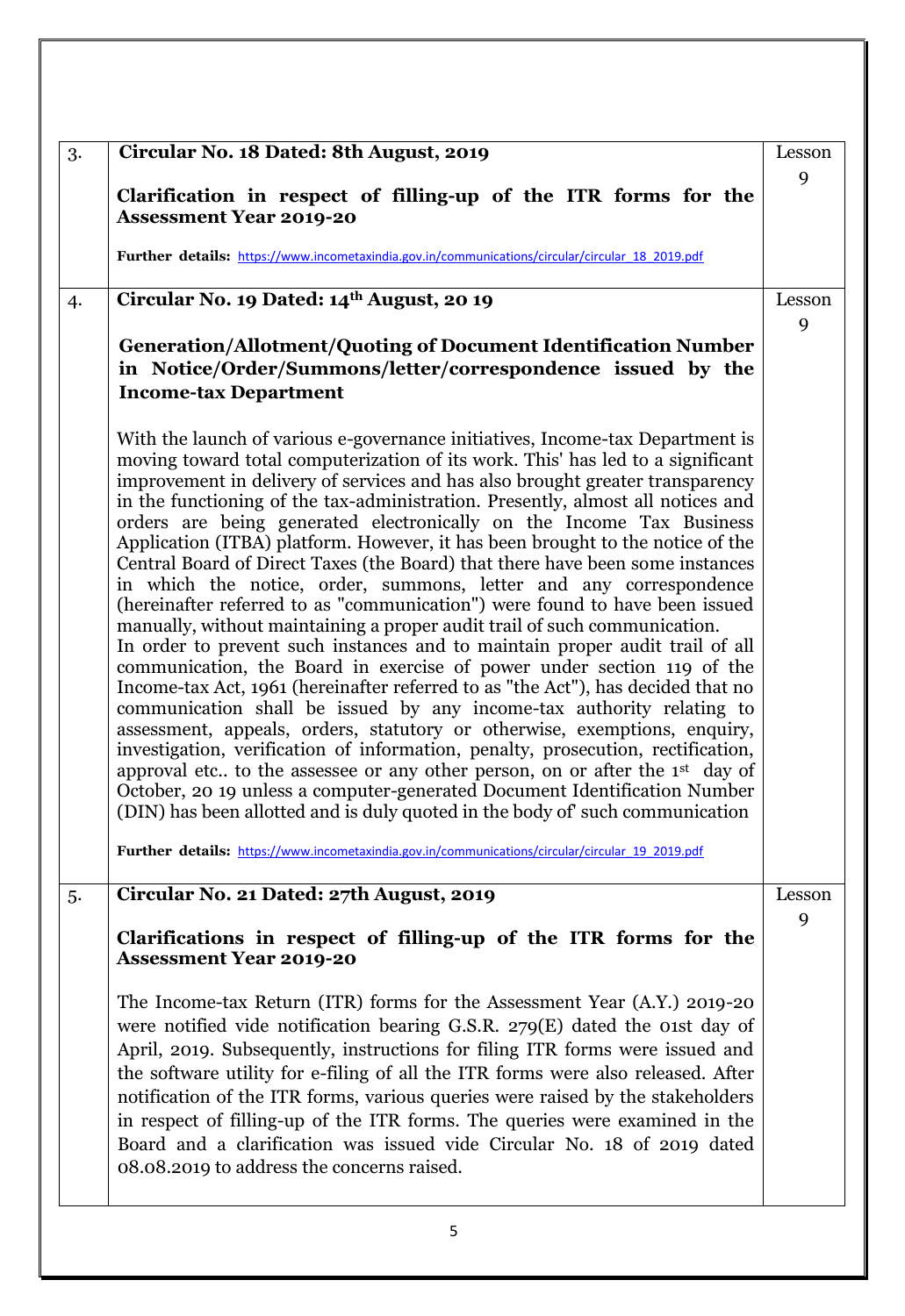| 3. | **Circular No. 18 Dated: 8th August, 2019**<br><br>**Clarification in respect of filling-up of the ITR forms for the Assessment Year 2019-20**<br><br>**Further details:** https://www.incometaxindia.gov.in/communications/circular/circular_18_2019.pdf | Lesson 9 |
|---|---|---|
| 4. | **Circular No. 19 Dated: 14th August, 20 19**<br><br>**Generation/Allotment/Quoting of Document Identification Number in Notice/Order/Summons/letter/correspondence issued by the Income-tax Department**<br><br>With the launch of various e-governance initiatives, Income-tax Department is moving toward total computerization of its work. This' has led to a significant improvement in delivery of services and has also brought greater transparency in the functioning of the tax-administration. Presently, almost all notices and orders are being generated electronically on the Income Tax Business Application (ITBA) platform. However, it has been brought to the notice of the Central Board of Direct Taxes (the Board) that there have been some instances in which the notice, order, summons, letter and any correspondence (hereinafter referred to as "communication") were found to have been issued manually, without maintaining a proper audit trail of such communication.<br>In order to prevent such instances and to maintain proper audit trail of all communication, the Board in exercise of power under section 119 of the Income-tax Act, 1961 (hereinafter referred to as "the Act"), has decided that no communication shall be issued by any income-tax authority relating to assessment, appeals, orders, statutory or otherwise, exemptions, enquiry, investigation, verification of information, penalty, prosecution, rectification, approval etc.. to the assessee or any other person, on or after the 1st day of October, 20 19 unless a computer-generated Document Identification Number (DIN) has been allotted and is duly quoted in the body of' such communication<br><br>**Further details:** https://www.incometaxindia.gov.in/communications/circular/circular_19_2019.pdf | Lesson 9 |
| 5. | **Circular No. 21 Dated: 27th August, 2019**<br><br>**Clarifications in respect of filling-up of the ITR forms for the Assessment Year 2019-20**<br><br>The Income-tax Return (ITR) forms for the Assessment Year (A.Y.) 2019-20 were notified vide notification bearing G.S.R. 279(E) dated the 01st day of April, 2019. Subsequently, instructions for filing ITR forms were issued and the software utility for e-filing of all the ITR forms were also released. After notification of the ITR forms, various queries were raised by the stakeholders in respect of filling-up of the ITR forms. The queries were examined in the Board and a clarification was issued vide Circular No. 18 of 2019 dated 08.08.2019 to address the concerns raised. | Lesson 9 |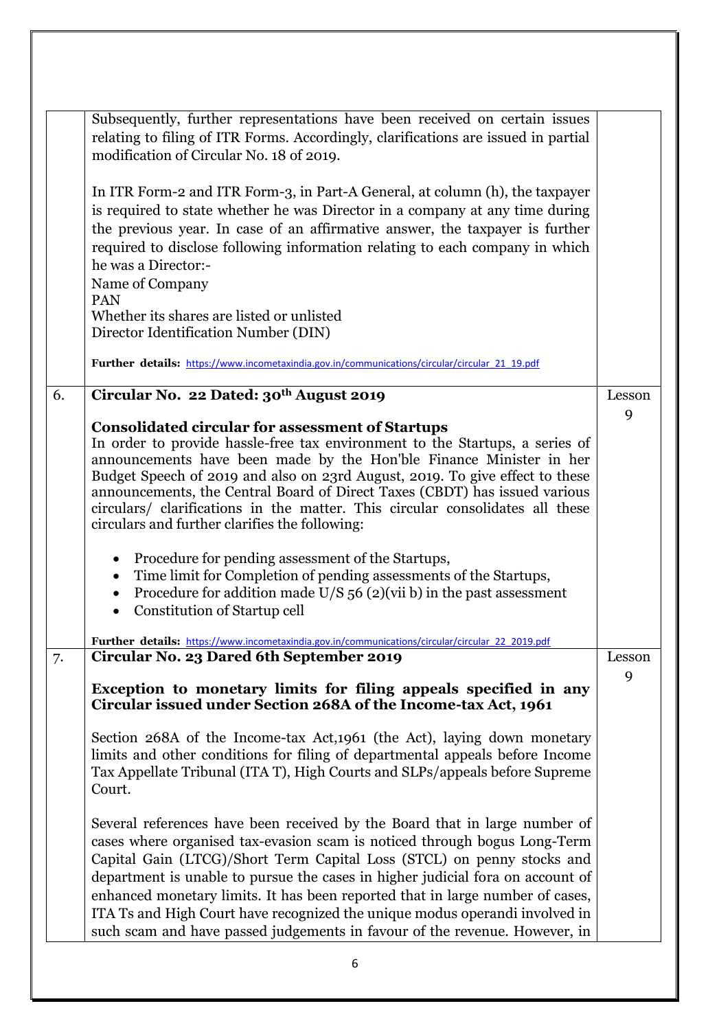| | | |
|---|---|---|
| | Subsequently, further representations have been received on certain issues relating to filing of ITR Forms. Accordingly, clarifications are issued in partial modification of Circular No. 18 of 2019.<br><br>In ITR Form-2 and ITR Form-3, in Part-A General, at column (h), the taxpayer is required to state whether he was Director in a company at any time during the previous year. In case of an affirmative answer, the taxpayer is further required to disclose following information relating to each company in which he was a Director:-<br>Name of Company<br>PAN<br>Whether its shares are listed or unlisted<br>Director Identification Number (DIN)<br><br>**Further details:** https://www.incometaxindia.gov.in/communications/circular/circular_21_19.pdf | |
| 6. | **Circular No. 22 Dated: 30th August 2019**<br><br>**Consolidated circular for assessment of Startups**<br>In order to provide hassle-free tax environment to the Startups, a series of announcements have been made by the Hon'ble Finance Minister in her Budget Speech of 2019 and also on 23rd August, 2019. To give effect to these announcements, the Central Board of Direct Taxes (CBDT) has issued various circulars/ clarifications in the matter. This circular consolidates all these circulars and further clarifies the following:<br><br>• Procedure for pending assessment of the Startups,<br>• Time limit for Completion of pending assessments of the Startups,<br>• Procedure for addition made U/S 56 (2)(vii b) in the past assessment<br>• Constitution of Startup cell<br><br>**Further details:** https://www.incometaxindia.gov.in/communications/circular/circular_22_2019.pdf | Lesson 9 |
| 7. | **Circular No. 23 Dared 6th September 2019**<br><br>**Exception to monetary limits for filing appeals specified in any Circular issued under Section 268A of the Income-tax Act, 1961**<br><br>Section 268A of the Income-tax Act,1961 (the Act), laying down monetary limits and other conditions for filing of departmental appeals before Income Tax Appellate Tribunal (ITA T), High Courts and SLPs/appeals before Supreme Court.<br><br>Several references have been received by the Board that in large number of cases where organised tax-evasion scam is noticed through bogus Long-Term Capital Gain (LTCG)/Short Term Capital Loss (STCL) on penny stocks and department is unable to pursue the cases in higher judicial fora on account of enhanced monetary limits. It has been reported that in large number of cases, ITA Ts and High Court have recognized the unique modus operandi involved in such scam and have passed judgements in favour of the revenue. However, in | Lesson 9 |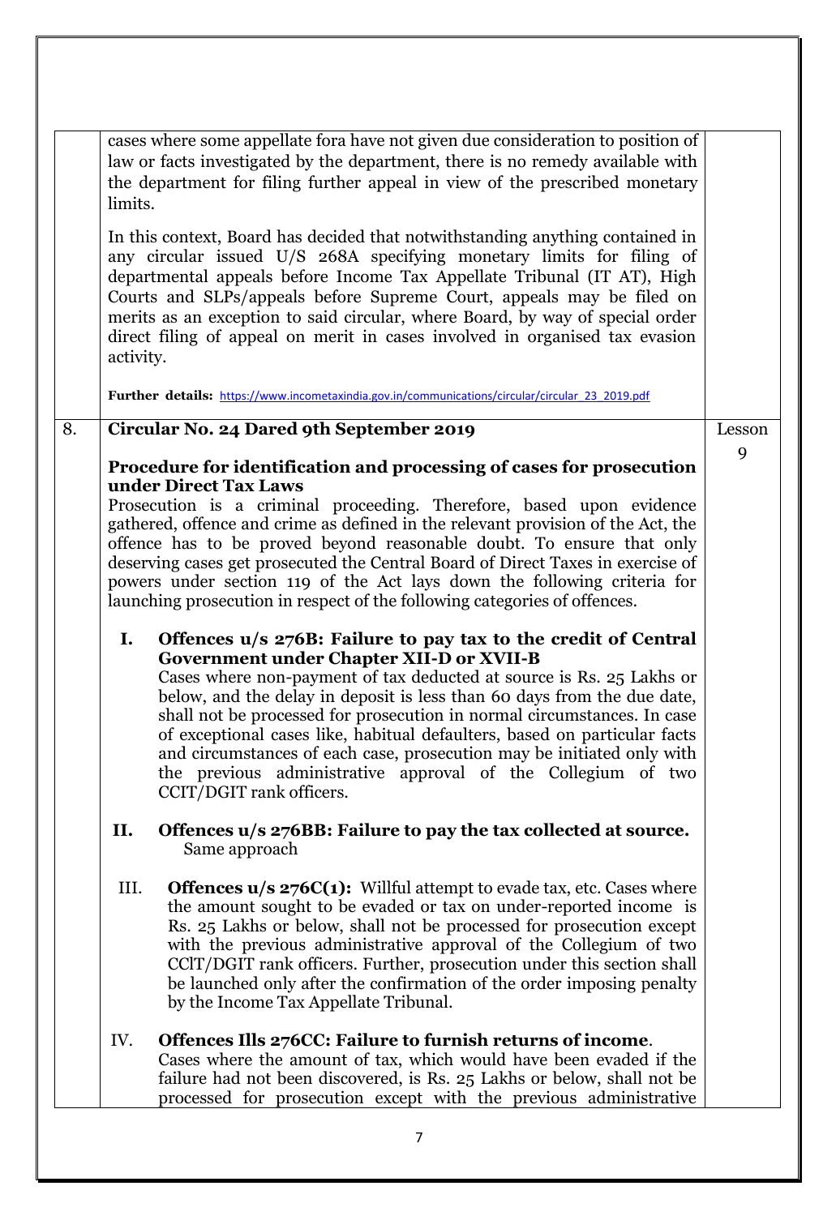| | | |
|---|---|---|
| | cases where some appellate fora have not given due consideration to position of law or facts investigated by the department, there is no remedy available with the department for filing further appeal in view of the prescribed monetary limits.<br><br>In this context, Board has decided that notwithstanding anything contained in any circular issued U/S 268A specifying monetary limits for filing of departmental appeals before Income Tax Appellate Tribunal (IT AT), High Courts and SLPs/appeals before Supreme Court, appeals may be filed on merits as an exception to said circular, where Board, by way of special order direct filing of appeal on merit in cases involved in organised tax evasion activity.<br><br>**Further details:** https://www.incometaxindia.gov.in/communications/circular/circular_23_2019.pdf | |
| 8. | **Circular No. 24 Dared 9th September 2019**<br><br>**Procedure for identification and processing of cases for prosecution under Direct Tax Laws**<br>Prosecution is a criminal proceeding. Therefore, based upon evidence gathered, offence and crime as defined in the relevant provision of the Act, the offence has to be proved beyond reasonable doubt. To ensure that only deserving cases get prosecuted the Central Board of Direct Taxes in exercise of powers under section 119 of the Act lays down the following criteria for launching prosecution in respect of the following categories of offences.<br><br>**I. Offences u/s 276B: Failure to pay tax to the credit of Central Government under Chapter XII-D or XVII-B**<br>Cases where non-payment of tax deducted at source is Rs. 25 Lakhs or below, and the delay in deposit is less than 60 days from the due date, shall not be processed for prosecution in normal circumstances. In case of exceptional cases like, habitual defaulters, based on particular facts and circumstances of each case, prosecution may be initiated only with the previous administrative approval of the Collegium of two CCIT/DGIT rank officers.<br><br>**II. Offences u/s 276BB: Failure to pay the tax collected at source.**<br>Same approach<br><br>III. **Offences u/s 276C(1):** Willful attempt to evade tax, etc. Cases where the amount sought to be evaded or tax on under-reported income is Rs. 25 Lakhs or below, shall not be processed for prosecution except with the previous administrative approval of the Collegium of two CClT/DGIT rank officers. Further, prosecution under this section shall be launched only after the confirmation of the order imposing penalty by the Income Tax Appellate Tribunal.<br><br>IV. **Offences Ills 276CC: Failure to furnish returns of income**.<br>Cases where the amount of tax, which would have been evaded if the failure had not been discovered, is Rs. 25 Lakhs or below, shall not be processed for prosecution except with the previous administrative | Lesson 9 |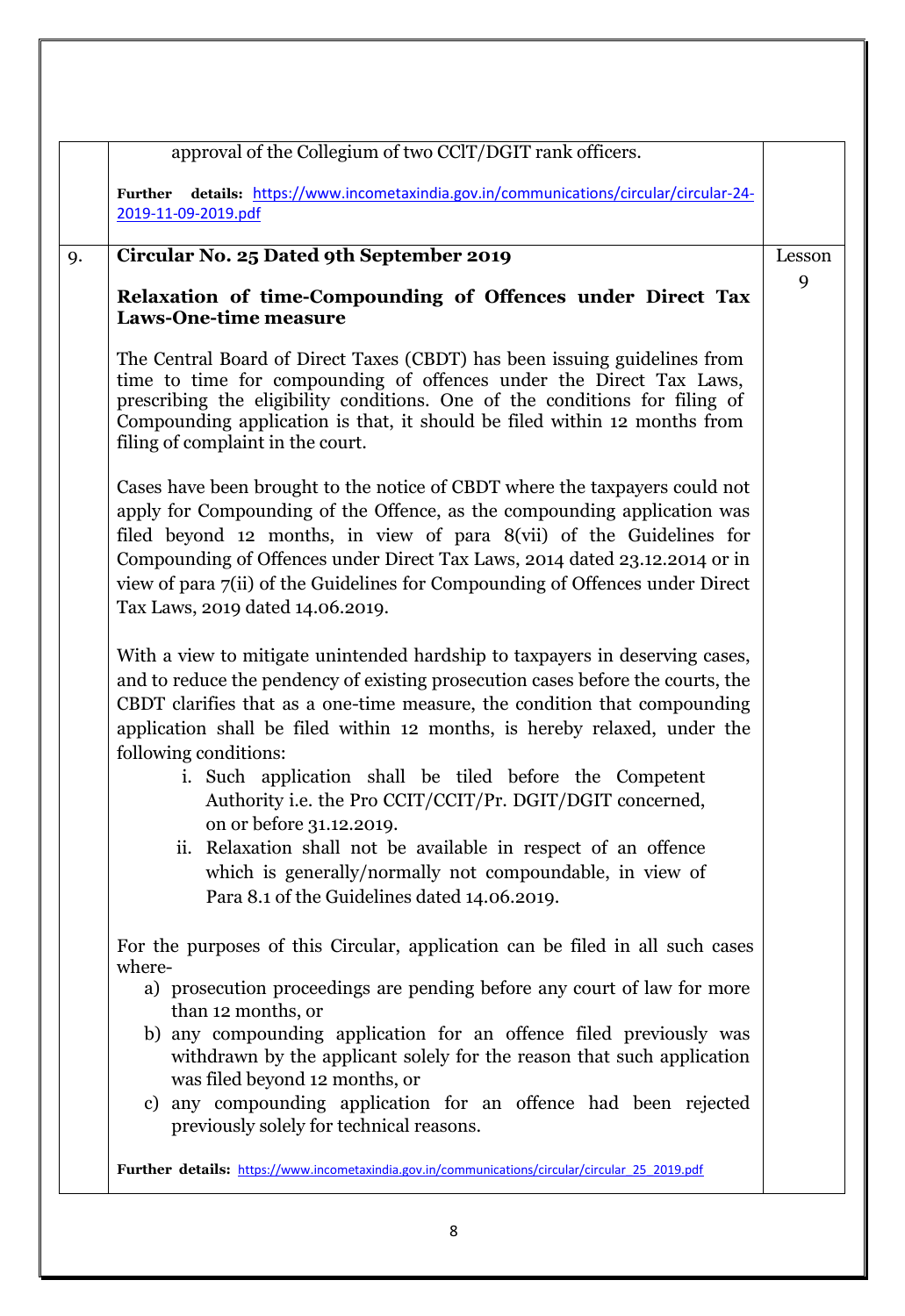| | | |
|---|---|---|
| | approval of the Collegium of two CCIT/DGIT rank officers.<br><br>**Further details:** https://www.incometaxindia.gov.in/communications/circular/circular-24-2019-11-09-2019.pdf | |
| 9. | **Circular No. 25 Dated 9th September 2019**<br><br>**Relaxation of time-Compounding of Offences under Direct Tax Laws-One-time measure**<br><br>The Central Board of Direct Taxes (CBDT) has been issuing guidelines from time to time for compounding of offences under the Direct Tax Laws, prescribing the eligibility conditions. One of the conditions for filing of Compounding application is that, it should be filed within 12 months from filing of complaint in the court.<br><br>Cases have been brought to the notice of CBDT where the taxpayers could not apply for Compounding of the Offence, as the compounding application was filed beyond 12 months, in view of para 8(vii) of the Guidelines for Compounding of Offences under Direct Tax Laws, 2014 dated 23.12.2014 or in view of para 7(ii) of the Guidelines for Compounding of Offences under Direct Tax Laws, 2019 dated 14.06.2019.<br><br>With a view to mitigate unintended hardship to taxpayers in deserving cases, and to reduce the pendency of existing prosecution cases before the courts, the CBDT clarifies that as a one-time measure, the condition that compounding application shall be filed within 12 months, is hereby relaxed, under the following conditions:<br>i. Such application shall be tiled before the Competent Authority i.e. the Pro CCIT/CCIT/Pr. DGIT/DGIT concerned, on or before 31.12.2019.<br>ii. Relaxation shall not be available in respect of an offence which is generally/normally not compoundable, in view of Para 8.1 of the Guidelines dated 14.06.2019.<br><br>For the purposes of this Circular, application can be filed in all such cases where-<br>a) prosecution proceedings are pending before any court of law for more than 12 months, or<br>b) any compounding application for an offence filed previously was withdrawn by the applicant solely for the reason that such application was filed beyond 12 months, or<br>c) any compounding application for an offence had been rejected previously solely for technical reasons.<br><br>**Further details:** https://www.incometaxindia.gov.in/communications/circular/circular_25_2019.pdf | Lesson 9 |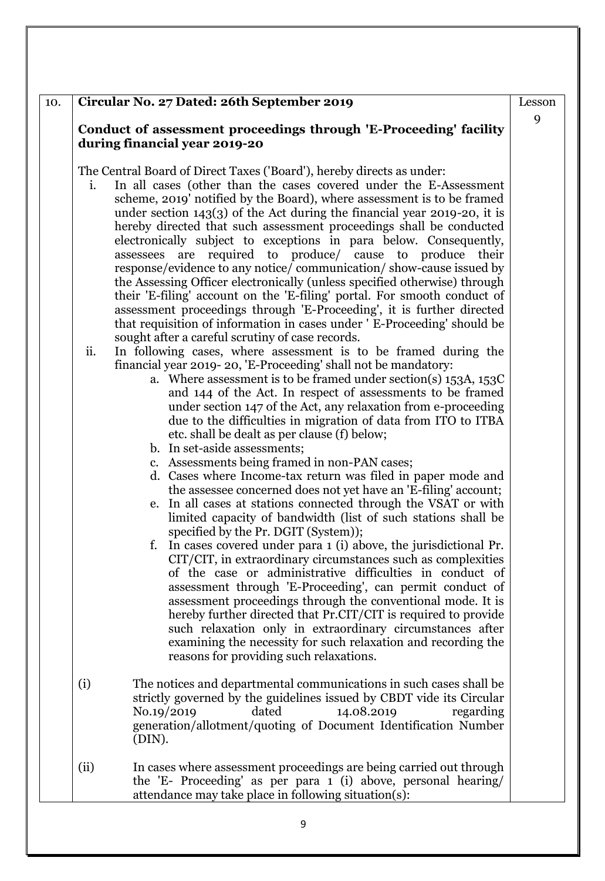| 10. | **Circular No. 27 Dated: 26th September 2019**<br><br>**Conduct of assessment proceedings through 'E-Proceeding' facility during financial year 2019-20**<br><br>The Central Board of Direct Taxes ('Board'), hereby directs as under:<br>i. In all cases (other than the cases covered under the E-Assessment scheme, 2019' notified by the Board), where assessment is to be framed under section 143(3) of the Act during the financial year 2019-20, it is hereby directed that such assessment proceedings shall be conducted electronically subject to exceptions in para below. Consequently, assessees are required to produce/ cause to produce their response/evidence to any notice/ communication/ show-cause issued by the Assessing Officer electronically (unless specified otherwise) through their 'E-filing' account on the 'E-filing' portal. For smooth conduct of assessment proceedings through 'E-Proceeding', it is further directed that requisition of information in cases under ' E-Proceeding' should be sought after a careful scrutiny of case records.<br>ii. In following cases, where assessment is to be framed during the financial year 2019- 20, 'E-Proceeding' shall not be mandatory:<br>a. Where assessment is to be framed under section(s) 153A, 153C and 144 of the Act. In respect of assessments to be framed under section 147 of the Act, any relaxation from e-proceeding due to the difficulties in migration of data from ITO to ITBA etc. shall be dealt as per clause (f) below;<br>b. In set-aside assessments;<br>c. Assessments being framed in non-PAN cases;<br>d. Cases where Income-tax return was filed in paper mode and the assessee concerned does not yet have an 'E-filing' account;<br>e. In all cases at stations connected through the VSAT or with limited capacity of bandwidth (list of such stations shall be specified by the Pr. DGIT (System));<br>f. In cases covered under para 1 (i) above, the jurisdictional Pr. CIT/CIT, in extraordinary circumstances such as complexities of the case or administrative difficulties in conduct of assessment through 'E-Proceeding', can permit conduct of assessment proceedings through the conventional mode. It is hereby further directed that Pr.CIT/CIT is required to provide such relaxation only in extraordinary circumstances after examining the necessity for such relaxation and recording the reasons for providing such relaxations.<br><br>(i) The notices and departmental communications in such cases shall be strictly governed by the guidelines issued by CBDT vide its Circular No.19/2019 dated 14.08.2019 regarding generation/allotment/quoting of Document Identification Number (DIN).<br><br>(ii) In cases where assessment proceedings are being carried out through the 'E- Proceeding' as per para 1 (i) above, personal hearing/ attendance may take place in following situation(s): | Lesson 9 |
|---|---|---|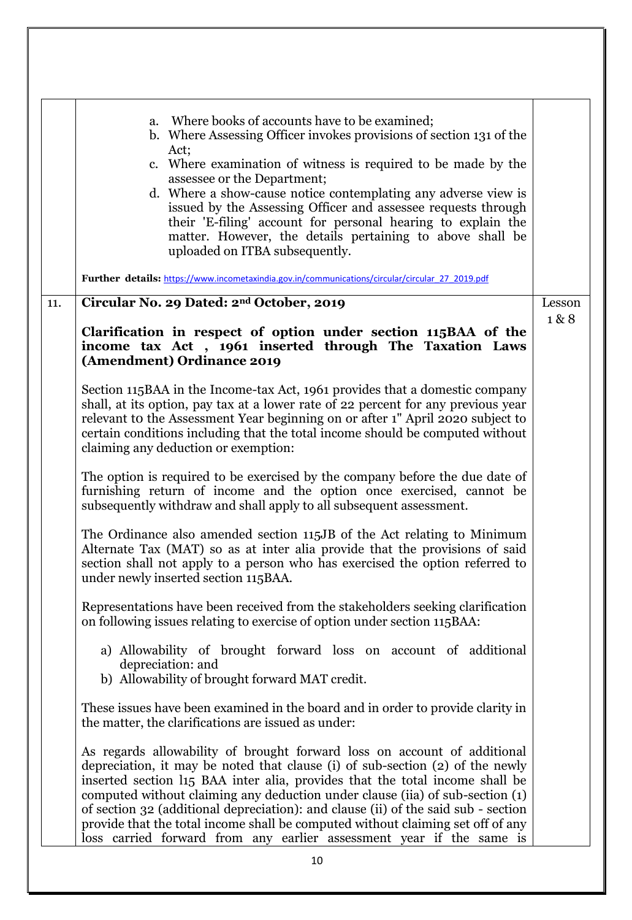| | | |
|---|---|---|
| | a. Where books of accounts have to be examined;<br>b. Where Assessing Officer invokes provisions of section 131 of the Act;<br>c. Where examination of witness is required to be made by the assessee or the Department;<br>d. Where a show-cause notice contemplating any adverse view is issued by the Assessing Officer and assessee requests through their 'E-filing' account for personal hearing to explain the matter. However, the details pertaining to above shall be uploaded on ITBA subsequently.<br><br>**Further details:** https://www.incometaxindia.gov.in/communications/circular/circular_27_2019.pdf | |
| 11. | **Circular No. 29 Dated: 2nd October, 2019**<br><br>**Clarification in respect of option under section 115BAA of the income tax Act , 1961 inserted through The Taxation Laws (Amendment) Ordinance 2019**<br><br>Section 115BAA in the Income-tax Act, 1961 provides that a domestic company shall, at its option, pay tax at a lower rate of 22 percent for any previous year relevant t0 the Assessment Year beginning on or after 1" April 2020 subject to certain conditions including that the total income should be computed without claiming any deduction or exemption:<br><br>The option is required to be exercised by the company before the due date of furnishing return of income and the option once exercised, cannot be subsequently withdraw and shall apply to all subsequent assessment.<br><br>The Ordinance also amended section 115JB of the Act relating to Minimum Alternate Tax (MAT) so as at inter alia provide that the provisions of said section shall not apply to a person who has exercised the option referred to under newly inserted section 115BAA.<br><br>Representations have been received from the stakeholders seeking clarification on following issues relating to exercise of option under section 115BAA:<br><br>a) Allowability of brought forward loss on account of additional depreciation: and<br>b) Allowability of brought forward MAT credit.<br><br>These issues have been examined in the board and in order to provide clarity in the matter, the clarifications are issued as under:<br><br>As regards allowability of brought forward loss on account of additional depreciation, it may be noted that clause (i) of sub-section (2) of the newly inserted section l15 BAA inter alia, provides that the total income shall be computed without claiming any deduction under clause (iia) of sub-section (1) of section 32 (additional depreciation): and clause (ii) of the said sub - section provide that the total income shall be computed without claiming set off of any loss carried forward from any earlier assessment year if the same is | Lesson 1 & 8 |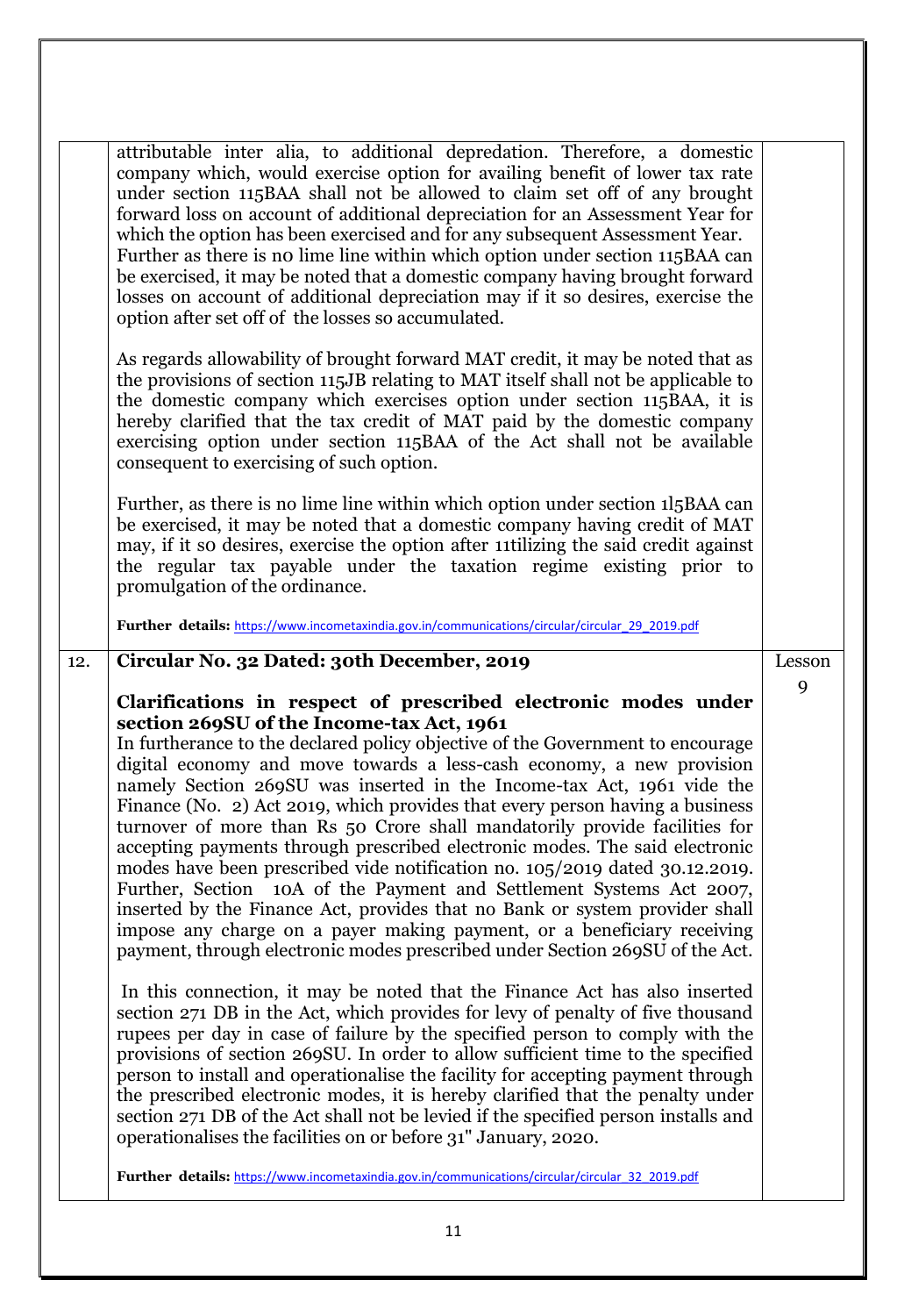| | | |
|---|---|---|
| | attributable inter alia, to additional depredation. Therefore, a domestic company which, would exercise option for availing benefit of lower tax rate under section 115BAA shall not be allowed to claim set off of any brought forward loss on account of additional depreciation for an Assessment Year for which the option has been exercised and for any subsequent Assessment Year. Further as there is no lime line within which option under section 115BAA can be exercised, it may be noted that a domestic company having brought forward losses on account of additional depreciation may if it so desires, exercise the option after set off of the losses so accumulated.<br><br>As regards allowability of brought forward MAT credit, it may be noted that as the provisions of section 115JB relating to MAT itself shall not be applicable to the domestic company which exercises option under section 115BAA, it is hereby clarified that the tax credit of MAT paid by the domestic company exercising option under section 115BAA of the Act shall not be available consequent to exercising of such option.<br><br>Further, as there is no lime line within which option under section 1l5BAA can be exercised, it may be noted that a domestic company having credit of MAT may, if it so desires, exercise the option after 11tilizing the said credit against the regular tax payable under the taxation regime existing prior to promulgation of the ordinance.<br><br>**Further details:** https://www.incometaxindia.gov.in/communications/circular/circular_29_2019.pdf | |
| 12. | **Circular No. 32 Dated: 30th December, 2019**<br><br>**Clarifications in respect of prescribed electronic modes under section 269SU of the Income-tax Act, 1961**<br>In furtherance to the declared policy objective of the Government to encourage digital economy and move towards a less-cash economy, a new provision namely Section 269SU was inserted in the Income-tax Act, 1961 vide the Finance (No. 2) Act 2019, which provides that every person having a business turnover of more than Rs 50 Crore shall mandatorily provide facilities for accepting payments through prescribed electronic modes. The said electronic modes have been prescribed vide notification no. 105/2019 dated 30.12.2019. Further, Section 10A of the Payment and Settlement Systems Act 2007, inserted by the Finance Act, provides that no Bank or system provider shall impose any charge on a payer making payment, or a beneficiary receiving payment, through electronic modes prescribed under Section 269SU of the Act.<br><br>In this connection, it may be noted that the Finance Act has also inserted section 271 DB in the Act, which provides for levy of penalty of five thousand rupees per day in case of failure by the specified person to comply with the provisions of section 269SU. In order to allow sufficient time to the specified person to install and operationalise the facility for accepting payment through the prescribed electronic modes, it is hereby clarified that the penalty under section 271 DB of the Act shall not be levied if the specified person installs and operationalises the facilities on or before 31" January, 2020.<br><br>**Further details:** https://www.incometaxindia.gov.in/communications/circular/circular_32_2019.pdf | Lesson 9 |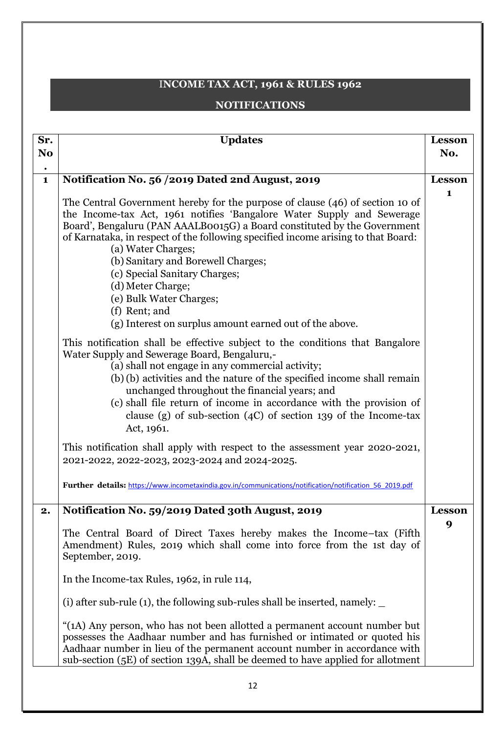# INCOME TAX ACT, 1961 & RULES 1962

## NOTIFICATIONS

| Sr. No. | Updates | Lesson No. |
|---|---|---|
| 1 | **Notification No. 56 /2019 Dated 2nd August, 2019**<br><br>The Central Government hereby for the purpose of clause (46) of section 10 of the Income-tax Act, 1961 notifies 'Bangalore Water Supply and Sewerage Board', Bengaluru (PAN AAALB0015G) a Board constituted by the Government of Karnataka, in respect of the following specified income arising to that Board:<br>(a) Water Charges;<br>(b) Sanitary and Borewell Charges;<br>(c) Special Sanitary Charges;<br>(d) Meter Charge;<br>(e) Bulk Water Charges;<br>(f) Rent; and<br>(g) Interest on surplus amount earned out of the above.<br><br>This notification shall be effective subject to the conditions that Bangalore Water Supply and Sewerage Board, Bengaluru,-<br>(a) shall not engage in any commercial activity;<br>(b) (b) activities and the nature of the specified income shall remain unchanged throughout the financial years; and<br>(c) shall file return of income in accordance with the provision of clause (g) of sub-section (4C) of section 139 of the Income-tax Act, 1961.<br><br>This notification shall apply with respect to the assessment year 2020-2021, 2021-2022, 2022-2023, 2023-2024 and 2024-2025.<br><br>**Further details:** https://www.incometaxindia.gov.in/communications/notification/notification_56_2019.pdf | Lesson 1 |
| 2. | **Notification No. 59/2019 Dated 30th August, 2019**<br><br>The Central Board of Direct Taxes hereby makes the Income–tax (Fifth Amendment) Rules, 2019 which shall come into force from the 1st day of September, 2019.<br><br>In the Income-tax Rules, 1962, in rule 114,<br><br>(i) after sub-rule (1), the following sub-rules shall be inserted, namely: _<br><br>"(1A) Any person, who has not been allotted a permanent account number but possesses the Aadhaar number and has furnished or intimated or quoted his Aadhaar number in lieu of the permanent account number in accordance with sub-section (5E) of section 139A, shall be deemed to have applied for allotment | Lesson 9 |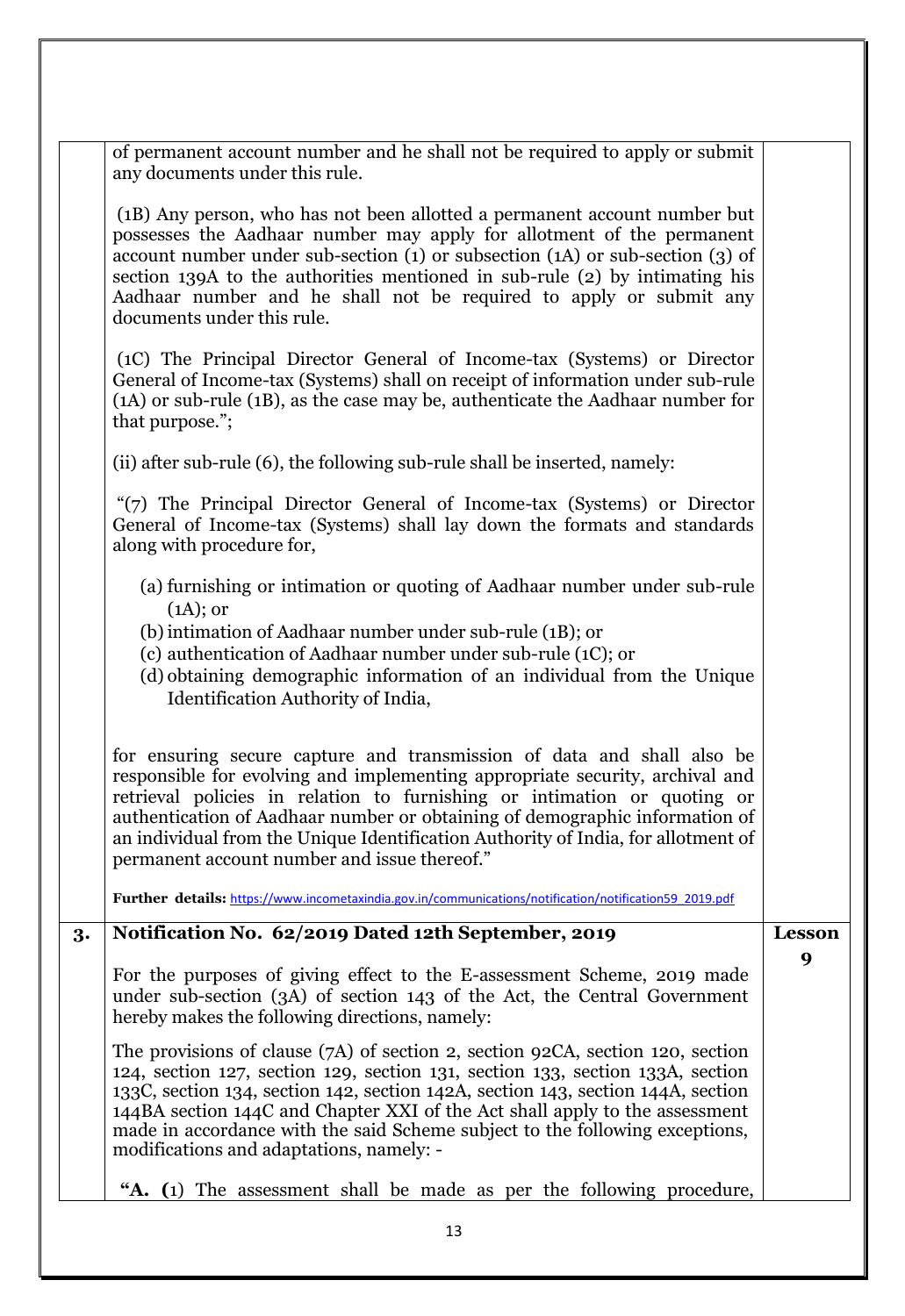| | | |
|---|---|---|
| | of permanent account number and he shall not be required to apply or submit any documents under this rule.<br><br>(1B) Any person, who has not been allotted a permanent account number but possesses the Aadhaar number may apply for allotment of the permanent account number under sub-section (1) or subsection (1A) or sub-section (3) of section 139A to the authorities mentioned in sub-rule (2) by intimating his Aadhaar number and he shall not be required to apply or submit any documents under this rule.<br><br>(1C) The Principal Director General of Income-tax (Systems) or Director General of Income-tax (Systems) shall on receipt of information under sub-rule (1A) or sub-rule (1B), as the case may be, authenticate the Aadhaar number for that purpose.";<br><br>(ii) after sub-rule (6), the following sub-rule shall be inserted, namely:<br><br>"(7) The Principal Director General of Income-tax (Systems) or Director General of Income-tax (Systems) shall lay down the formats and standards along with procedure for,<br><br>(a) furnishing or intimation or quoting of Aadhaar number under sub-rule (1A); or<br>(b) intimation of Aadhaar number under sub-rule (1B); or<br>(c) authentication of Aadhaar number under sub-rule (1C); or<br>(d) obtaining demographic information of an individual from the Unique Identification Authority of India,<br><br>for ensuring secure capture and transmission of data and shall also be responsible for evolving and implementing appropriate security, archival and retrieval policies in relation to furnishing or intimation or quoting or authentication of Aadhaar number or obtaining of demographic information of an individual from the Unique Identification Authority of India, for allotment of permanent account number and issue thereof."<br><br>**Further details:** https://www.incometaxindia.gov.in/communications/notification/notification59_2019.pdf | |
| **3.** | **Notification No. 62/2019 Dated 12th September, 2019**<br><br>For the purposes of giving effect to the E-assessment Scheme, 2019 made under sub-section (3A) of section 143 of the Act, the Central Government hereby makes the following directions, namely:<br><br>The provisions of clause (7A) of section 2, section 92CA, section 120, section 124, section 127, section 129, section 131, section 133, section 133A, section 133C, section 134, section 142, section 142A, section 143, section 144A, section 144BA section 144C and Chapter XXI of the Act shall apply to the assessment made in accordance with the said Scheme subject to the following exceptions, modifications and adaptations, namely: -<br><br>**"A. (**1) The assessment shall be made as per the following procedure, | **Lesson 9** |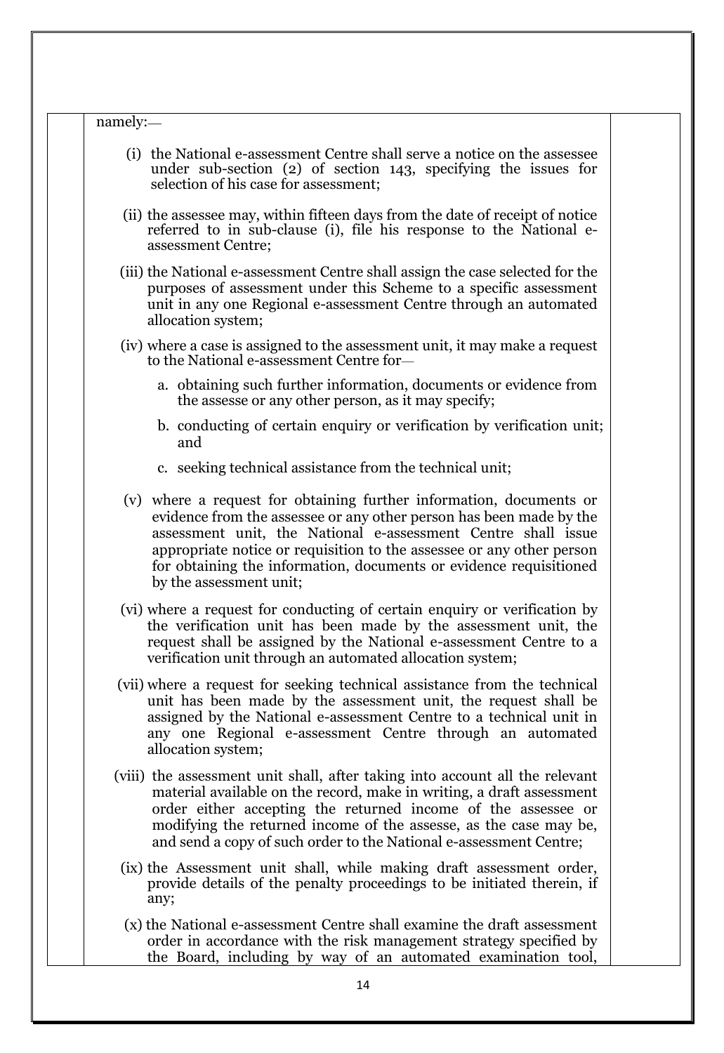namely:—

(i) the National e-assessment Centre shall serve a notice on the assessee under sub-section (2) of section 143, specifying the issues for selection of his case for assessment;

(ii) the assessee may, within fifteen days from the date of receipt of notice referred to in sub-clause (i), file his response to the National e-assessment Centre;

(iii) the National e-assessment Centre shall assign the case selected for the purposes of assessment under this Scheme to a specific assessment unit in any one Regional e-assessment Centre through an automated allocation system;

(iv) where a case is assigned to the assessment unit, it may make a request to the National e-assessment Centre for—

a. obtaining such further information, documents or evidence from the assesse or any other person, as it may specify;

b. conducting of certain enquiry or verification by verification unit; and

c. seeking technical assistance from the technical unit;

(v) where a request for obtaining further information, documents or evidence from the assessee or any other person has been made by the assessment unit, the National e-assessment Centre shall issue appropriate notice or requisition to the assessee or any other person for obtaining the information, documents or evidence requisitioned by the assessment unit;

(vi) where a request for conducting of certain enquiry or verification by the verification unit has been made by the assessment unit, the request shall be assigned by the National e-assessment Centre to a verification unit through an automated allocation system;

(vii) where a request for seeking technical assistance from the technical unit has been made by the assessment unit, the request shall be assigned by the National e-assessment Centre to a technical unit in any one Regional e-assessment Centre through an automated allocation system;

(viii) the assessment unit shall, after taking into account all the relevant material available on the record, make in writing, a draft assessment order either accepting the returned income of the assessee or modifying the returned income of the assese, as the case may be, and send a copy of such order to the National e-assessment Centre;

(ix) the Assessment unit shall, while making draft assessment order, provide details of the penalty proceedings to be initiated therein, if any;

(x) the National e-assessment Centre shall examine the draft assessment order in accordance with the risk management strategy specified by the Board, including by way of an automated examination tool,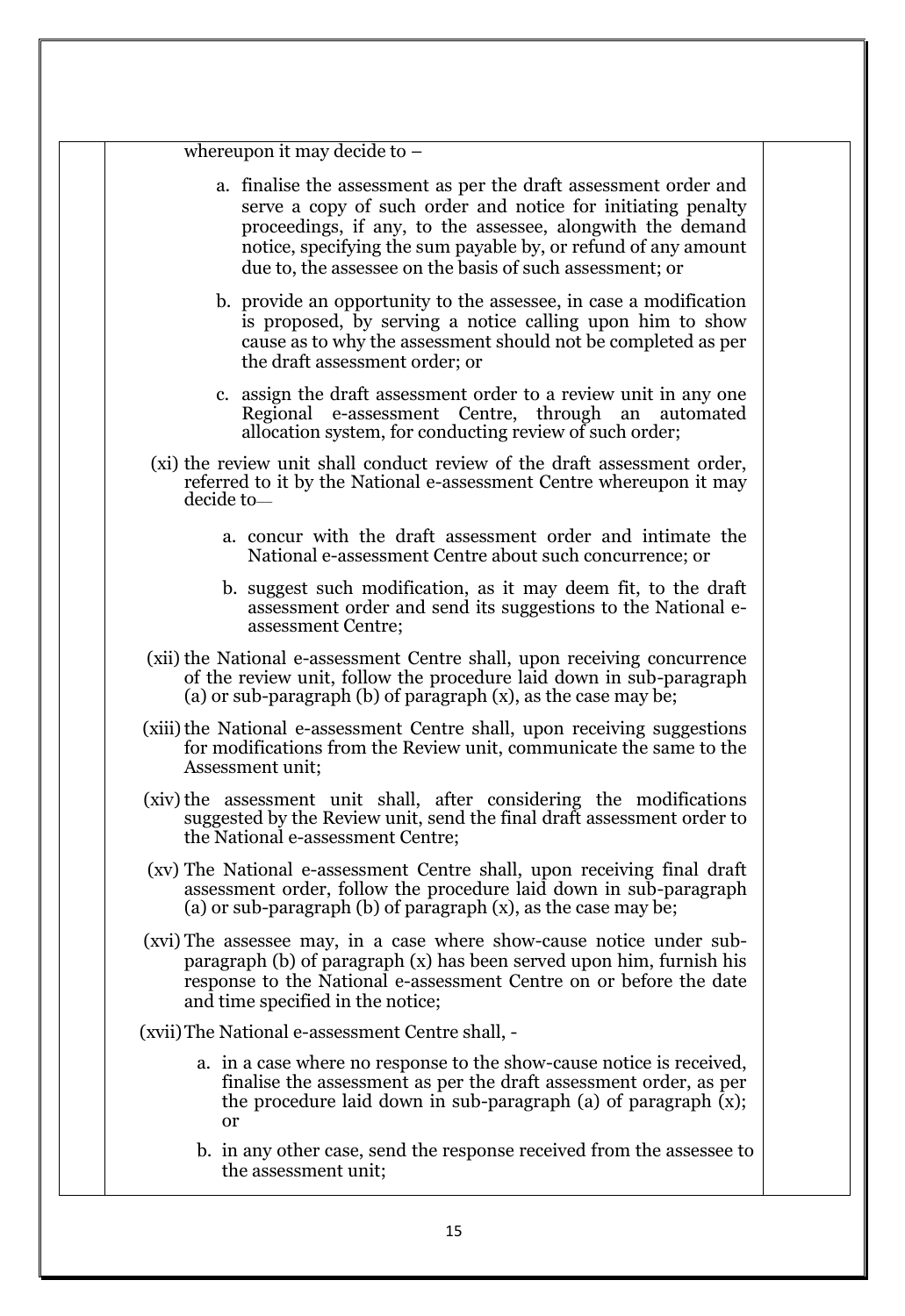whereupon it may decide to –

a. finalise the assessment as per the draft assessment order and serve a copy of such order and notice for initiating penalty proceedings, if any, to the assessee, alongwith the demand notice, specifying the sum payable by, or refund of any amount due to, the assessee on the basis of such assessment; or

b. provide an opportunity to the assessee, in case a modification is proposed, by serving a notice calling upon him to show cause as to why the assessment should not be completed as per the draft assessment order; or

c. assign the draft assessment order to a review unit in any one Regional e-assessment Centre, through an automated allocation system, for conducting review of such order;

(xi) the review unit shall conduct review of the draft assessment order, referred to it by the National e-assessment Centre whereupon it may decide to—

a. concur with the draft assessment order and intimate the National e-assessment Centre about such concurrence; or

b. suggest such modification, as it may deem fit, to the draft assessment order and send its suggestions to the National e-assessment Centre;

(xii) the National e-assessment Centre shall, upon receiving concurrence of the review unit, follow the procedure laid down in sub-paragraph (a) or sub-paragraph (b) of paragraph (x), as the case may be;

(xiii) the National e-assessment Centre shall, upon receiving suggestions for modifications from the Review unit, communicate the same to the Assessment unit;

(xiv) the assessment unit shall, after considering the modifications suggested by the Review unit, send the final draft assessment order to the National e-assessment Centre;

(xv) The National e-assessment Centre shall, upon receiving final draft assessment order, follow the procedure laid down in sub-paragraph (a) or sub-paragraph (b) of paragraph (x), as the case may be;

(xvi) The assessee may, in a case where show-cause notice under sub-paragraph (b) of paragraph (x) has been served upon him, furnish his response to the National e-assessment Centre on or before the date and time specified in the notice;

(xvii) The National e-assessment Centre shall, -

a. in a case where no response to the show-cause notice is received, finalise the assessment as per the draft assessment order, as per the procedure laid down in sub-paragraph (a) of paragraph (x); or

b. in any other case, send the response received from the assessee to the assessment unit;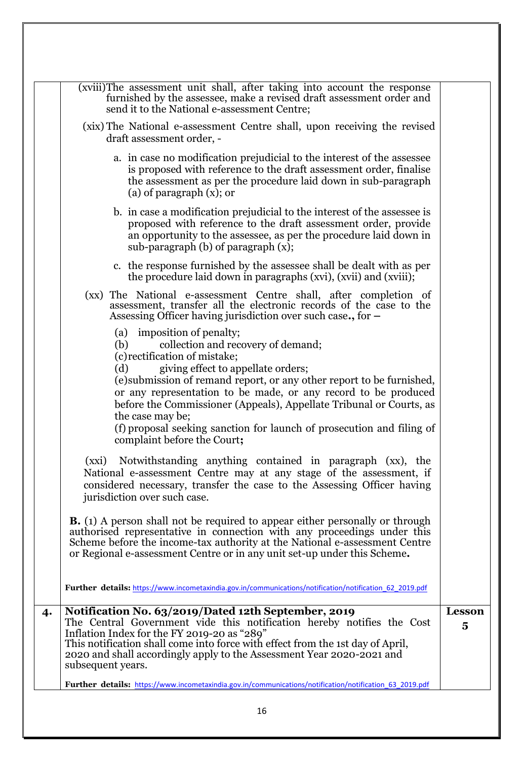| | | |
|---|---|---|
| | (xviii) The assessment unit shall, after taking into account the response furnished by the assessee, make a revised draft assessment order and send it to the National e-assessment Centre;<br><br>(xix) The National e-assessment Centre shall, upon receiving the revised draft assessment order, -<br><br>a. in case no modification prejudicial to the interest of the assessee is proposed with reference to the draft assessment order, finalise the assessment as per the procedure laid down in sub-paragraph (a) of paragraph (x); or<br><br>b. in case a modification prejudicial to the interest of the assessee is proposed with reference to the draft assessment order, provide an opportunity to the assessee, as per the procedure laid down in sub-paragraph (b) of paragraph (x);<br><br>c. the response furnished by the assessee shall be dealt with as per the procedure laid down in paragraphs (xvi), (xvii) and (xviii);<br><br>(xx) The National e-assessment Centre shall, after completion of assessment, transfer all the electronic records of the case to the Assessing Officer having jurisdiction over such case**.**, for –<br><br>(a) imposition of penalty;<br>(b) collection and recovery of demand;<br>(c) rectification of mistake;<br>(d) giving effect to appellate orders;<br>(e) submission of remand report, or any other report to be furnished, or any representation to be made, or any record to be produced before the Commissioner (Appeals), Appellate Tribunal or Courts, as the case may be;<br>(f) proposal seeking sanction for launch of prosecution and filing of complaint before the Court**;**<br><br>(xxi) Notwithstanding anything contained in paragraph (xx), the National e-assessment Centre may at any stage of the assessment, if considered necessary, transfer the case to the Assessing Officer having jurisdiction over such case.<br><br>**B.** (1) A person shall not be required to appear either personally or through authorised representative in connection with any proceedings under this Scheme before the income-tax authority at the National e-assessment Centre or Regional e-assessment Centre or in any unit set-up under this Scheme**.**<br><br>**Further details:** https://www.incometaxindia.gov.in/communications/notification/notification_62_2019.pdf | |
| **4.** | **Notification No. 63/2019/Dated 12th September, 2019**<br>The Central Government vide this notification hereby notifies the Cost Inflation Index for the FY 2019-20 as "289"<br>This notification shall come into force with effect from the 1st day of April, 2020 and shall accordingly apply to the Assessment Year 2020-2021 and subsequent years.<br><br>**Further details:** https://www.incometaxindia.gov.in/communications/notification/notification_63_2019.pdf | **Lesson 5** |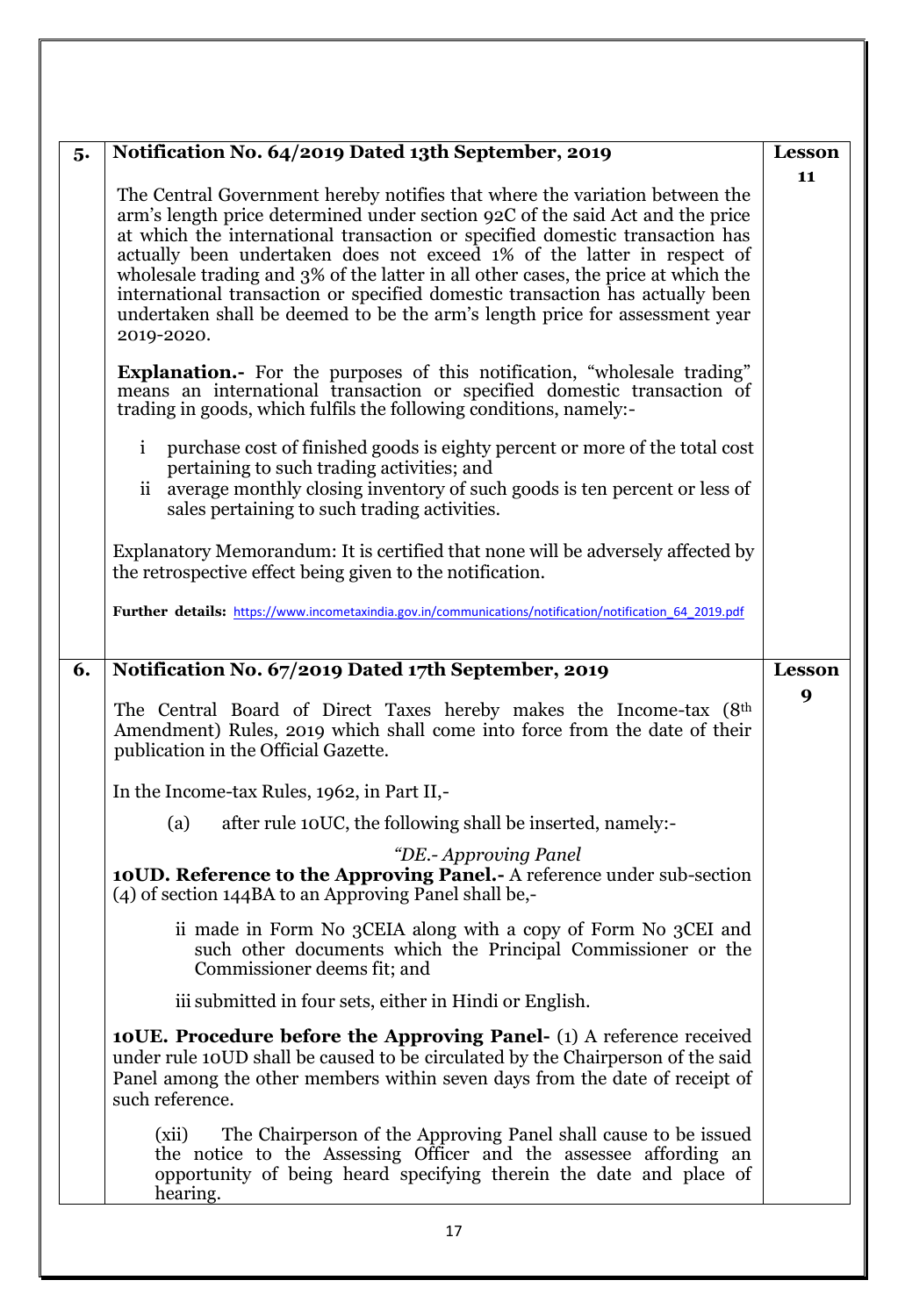| | | |
|---|---|---|
| **5.** | **Notification No. 64/2019 Dated 13th September, 2019**<br><br>The Central Government hereby notifies that where the variation between the arm's length price determined under section 92C of the said Act and the price at which the international transaction or specified domestic transaction has actually been undertaken does not exceed 1% of the latter in respect of wholesale trading and 3% of the latter in all other cases, the price at which the international transaction or specified domestic transaction has actually been undertaken shall be deemed to be the arm's length price for assessment year 2019-2020.<br><br>**Explanation.-** For the purposes of this notification, "wholesale trading" means an international transaction or specified domestic transaction of trading in goods, which fulfils the following conditions, namely:-<br><br>i purchase cost of finished goods is eighty percent or more of the total cost pertaining to such trading activities; and<br>ii average monthly closing inventory of such goods is ten percent or less of sales pertaining to such trading activities.<br><br>Explanatory Memorandum: It is certified that none will be adversely affected by the retrospective effect being given to the notification.<br><br>**Further details:** https://www.incometaxindia.gov.in/communications/notification/notification_64_2019.pdf | **Lesson 11** |
| **6.** | **Notification No. 67/2019 Dated 17th September, 2019**<br><br>The Central Board of Direct Taxes hereby makes the Income-tax (8th Amendment) Rules, 2019 which shall come into force from the date of their publication in the Official Gazette.<br><br>In the Income-tax Rules, 1962, in Part II,-<br><br>(a) after rule 10UC, the following shall be inserted, namely:-<br><br>*"DE.- Approving Panel*<br>**10UD. Reference to the Approving Panel.-** A reference under sub-section (4) of section 144BA to an Approving Panel shall be,-<br><br>ii made in Form No 3CEIA along with a copy of Form No 3CEI and such other documents which the Principal Commissioner or the Commissioner deems fit; and<br><br>iii submitted in four sets, either in Hindi or English.<br><br>**10UE. Procedure before the Approving Panel-** (1) A reference received under rule 10UD shall be caused to be circulated by the Chairperson of the said Panel among the other members within seven days from the date of receipt of such reference.<br><br>(xii) The Chairperson of the Approving Panel shall cause to be issued the notice to the Assessing Officer and the assessee affording an opportunity of being heard specifying therein the date and place of hearing. | **Lesson 9** |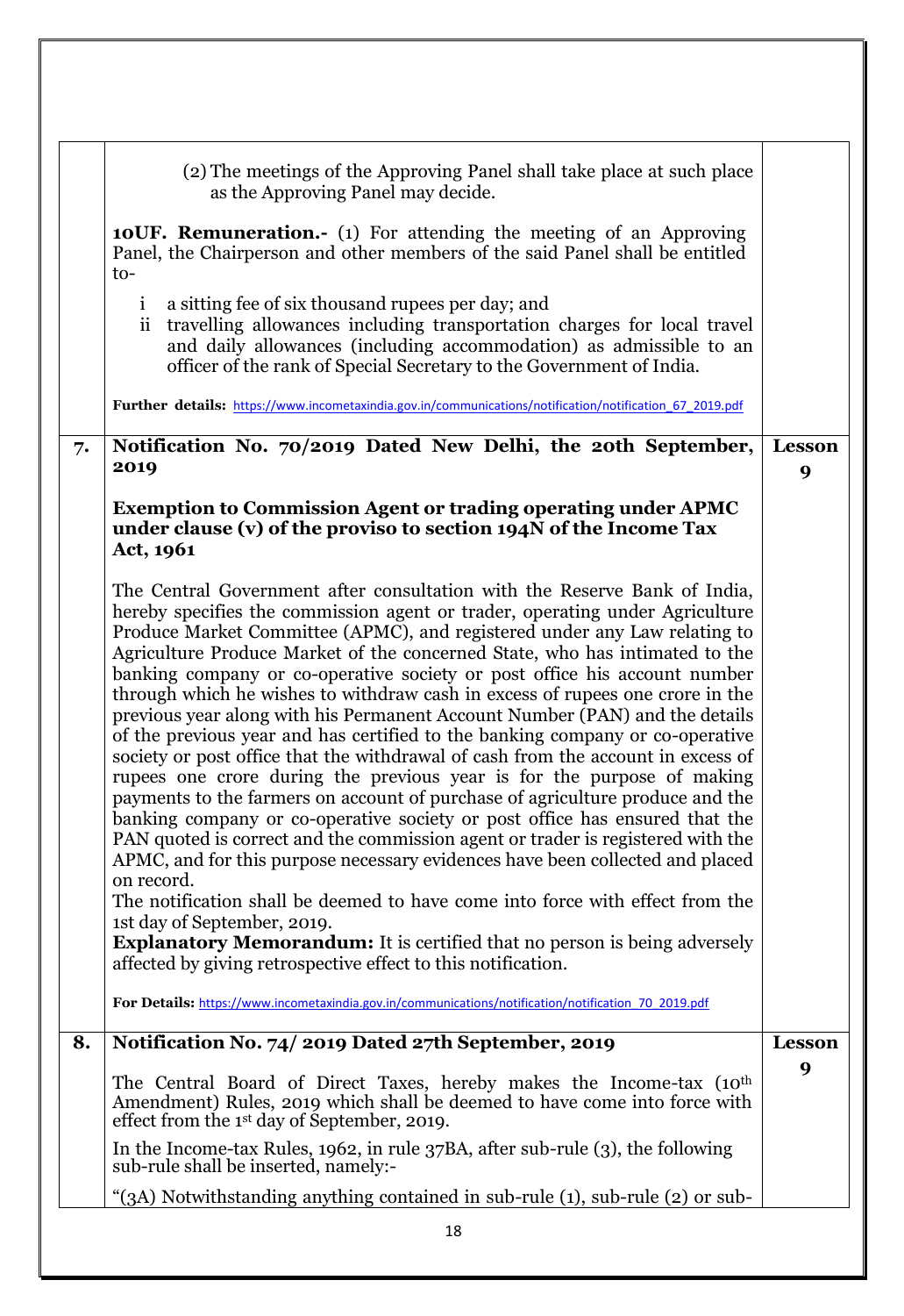| | | |
|---|---|---|
| | (2) The meetings of the Approving Panel shall take place at such place as the Approving Panel may decide.<br><br>**10UF. Remuneration.-** (1) For attending the meeting of an Approving Panel, the Chairperson and other members of the said Panel shall be entitled to-<br><br>i a sitting fee of six thousand rupees per day; and<br>ii travelling allowances including transportation charges for local travel and daily allowances (including accommodation) as admissible to an officer of the rank of Special Secretary to the Government of India.<br><br>**Further details:** https://www.incometaxindia.gov.in/communications/notification/notification_67_2019.pdf | |
| **7.** | **Notification No. 70/2019 Dated New Delhi, the 20th September, 2019**<br><br>**Exemption to Commission Agent or trading operating under APMC under clause (v) of the proviso to section 194N of the Income Tax Act, 1961**<br><br>The Central Government after consultation with the Reserve Bank of India, hereby specifies the commission agent or trader, operating under Agriculture Produce Market Committee (APMC), and registered under any Law relating to Agriculture Produce Market of the concerned State, who has intimated to the banking company or co-operative society or post office his account number through which he wishes to withdraw cash in excess of rupees one crore in the previous year along with his Permanent Account Number (PAN) and the details of the previous year and has certified to the banking company or co-operative society or post office that the withdrawal of cash from the account in excess of rupees one crore during the previous year is for the purpose of making payments to the farmers on account of purchase of agriculture produce and the banking company or co-operative society or post office has ensured that the PAN quoted is correct and the commission agent or trader is registered with the APMC, and for this purpose necessary evidences have been collected and placed on record.<br>The notification shall be deemed to have come into force with effect from the 1st day of September, 2019.<br>**Explanatory Memorandum:** It is certified that no person is being adversely affected by giving retrospective effect to this notification.<br><br>**For Details:** https://www.incometaxindia.gov.in/communications/notification/notification_70_2019.pdf | **Lesson 9** |
| **8.** | **Notification No. 74/ 2019 Dated 27th September, 2019**<br><br>The Central Board of Direct Taxes, hereby makes the Income-tax (10th Amendment) Rules, 2019 which shall be deemed to have come into force with effect from the 1st day of September, 2019.<br><br>In the Income-tax Rules, 1962, in rule 37BA, after sub-rule (3), the following sub-rule shall be inserted, namely:-<br><br>"(3A) Notwithstanding anything contained in sub-rule (1), sub-rule (2) or sub- | **Lesson 9** |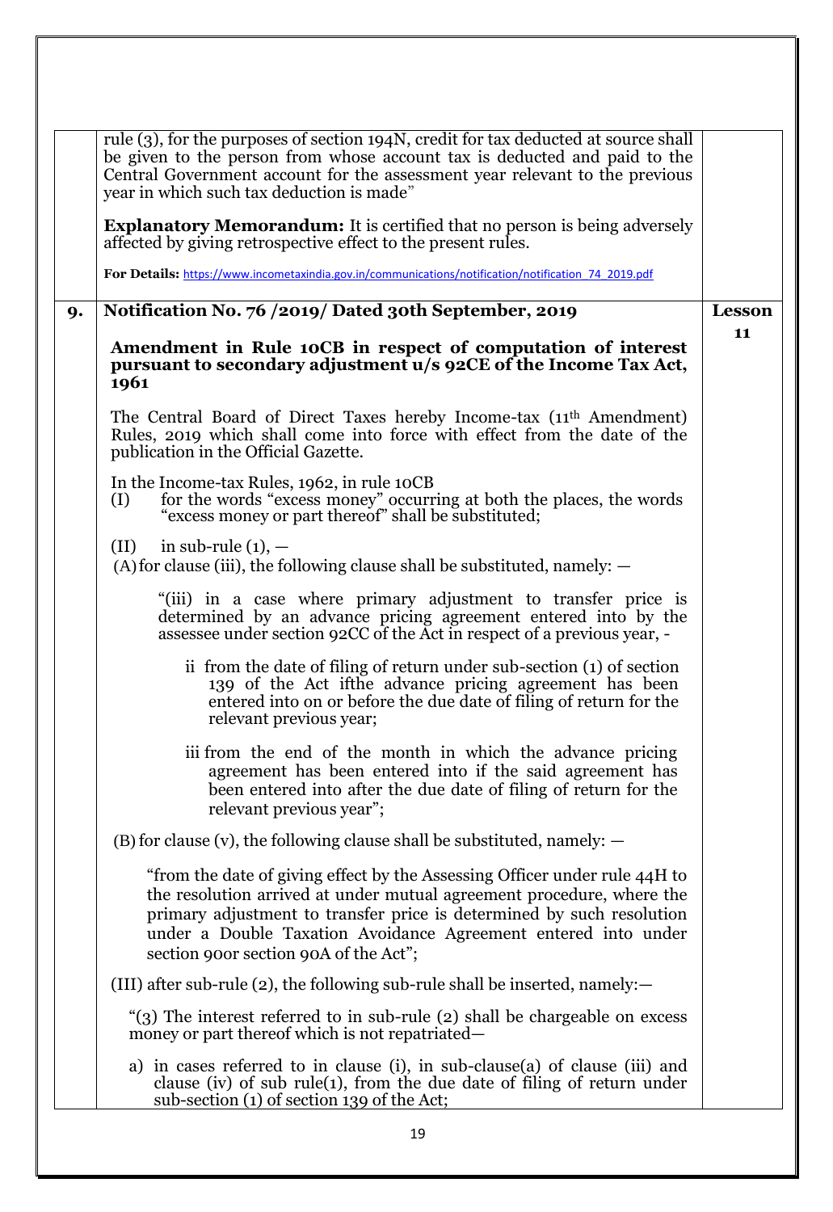| | | |
|---|---|---|
| | rule (3), for the purposes of section 194N, credit for tax deducted at source shall be given to the person from whose account tax is deducted and paid to the Central Government account for the assessment year relevant to the previous year in which such tax deduction is made"<br><br>**Explanatory Memorandum:** It is certified that no person is being adversely affected by giving retrospective effect to the present rules.<br><br>**For Details:** https://www.incometaxindia.gov.in/communications/notification/notification_74_2019.pdf | |
| **9.** | **Notification No. 76 /2019/ Dated 30th September, 2019**<br><br>**Amendment in Rule 10CB in respect of computation of interest pursuant to secondary adjustment u/s 92CE of the Income Tax Act, 1961**<br><br>The Central Board of Direct Taxes hereby Income-tax (11th Amendment) Rules, 2019 which shall come into force with effect from the date of the publication in the Official Gazette.<br><br>In the Income-tax Rules, 1962, in rule 10CB<br>(I) for the words "excess money" occurring at both the places, the words "excess money or part thereof" shall be substituted;<br><br>(II) in sub-rule (1), —<br>(A) for clause (iii), the following clause shall be substituted, namely: —<br><br>"(iii) in a case where primary adjustment to transfer price is determined by an advance pricing agreement entered into by the assessee under section 92CC of the Act in respect of a previous year, -<br><br>ii from the date of filing of return under sub-section (1) of section 139 of the Act ifthe advance pricing agreement has been entered into on or before the due date of filing of return for the relevant previous year;<br><br>iii from the end of the month in which the advance pricing agreement has been entered into if the said agreement has been entered into after the due date of filing of return for the relevant previous year";<br><br>(B) for clause (v), the following clause shall be substituted, namely: —<br><br>"from the date of giving effect by the Assessing Officer under rule 44H to the resolution arrived at under mutual agreement procedure, where the primary adjustment to transfer price is determined by such resolution under a Double Taxation Avoidance Agreement entered into under section 90or section 90A of the Act";<br><br>(III) after sub-rule (2), the following sub-rule shall be inserted, namely:—<br><br>"(3) The interest referred to in sub-rule (2) shall be chargeable on excess money or part thereof which is not repatriated—<br><br>a) in cases referred to in clause (i), in sub-clause(a) of clause (iii) and clause (iv) of sub rule(1), from the due date of filing of return under sub-section (1) of section 139 of the Act; | **Lesson 11** |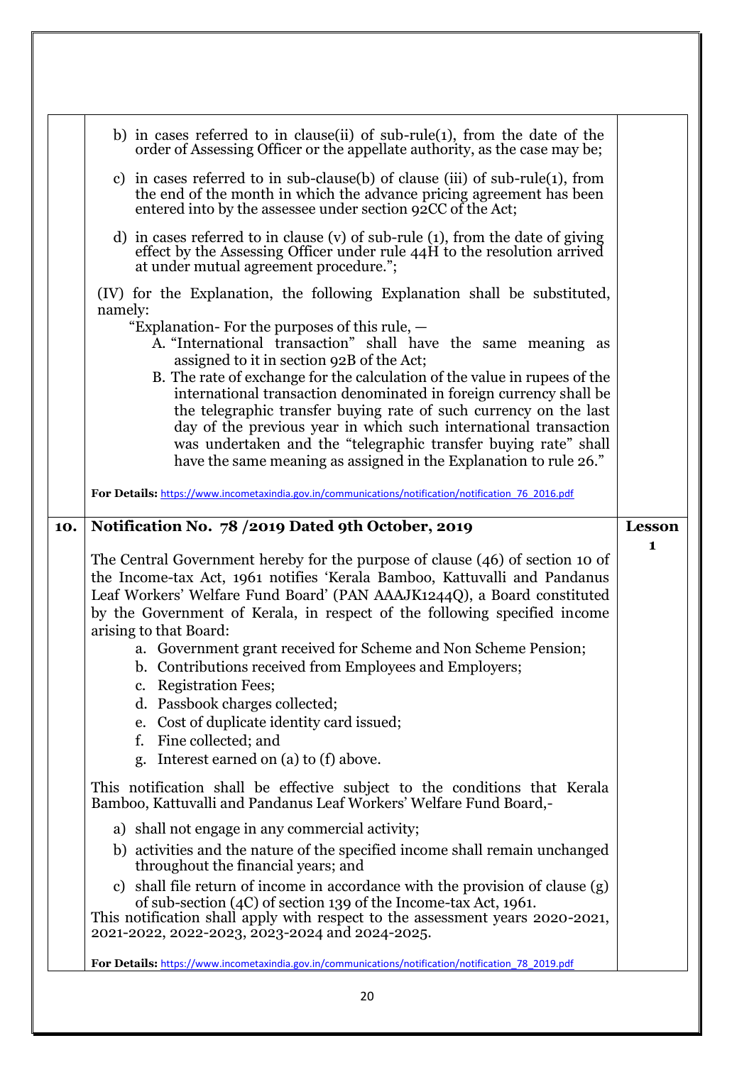| | | |
|---|---|---|
| | b) in cases referred to in clause(ii) of sub-rule(1), from the date of the order of Assessing Officer or the appellate authority, as the case may be;<br><br>c) in cases referred to in sub-clause(b) of clause (iii) of sub-rule(1), from the end of the month in which the advance pricing agreement has been entered into by the assessee under section 92CC of the Act;<br><br>d) in cases referred to in clause (v) of sub-rule (1), from the date of giving effect by the Assessing Officer under rule 44H to the resolution arrived at under mutual agreement procedure.";<br><br>(IV) for the Explanation, the following Explanation shall be substituted, namely:<br>"Explanation- For the purposes of this rule, —<br>A. "International transaction" shall have the same meaning as assigned to it in section 92B of the Act;<br>B. The rate of exchange for the calculation of the value in rupees of the international transaction denominated in foreign currency shall be the telegraphic transfer buying rate of such currency on the last day of the previous year in which such international transaction was undertaken and the "telegraphic transfer buying rate" shall have the same meaning as assigned in the Explanation to rule 26."<br><br>**For Details:** https://www.incometaxindia.gov.in/communications/notification/notification_76_2016.pdf | |
| **10.** | **Notification No. 78 /2019 Dated 9th October, 2019**<br><br>The Central Government hereby for the purpose of clause (46) of section 10 of the Income-tax Act, 1961 notifies 'Kerala Bamboo, Kattuvalli and Pandanus Leaf Workers' Welfare Fund Board' (PAN AAAJK1244Q), a Board constituted by the Government of Kerala, in respect of the following specified income arising to that Board:<br>a. Government grant received for Scheme and Non Scheme Pension;<br>b. Contributions received from Employees and Employers;<br>c. Registration Fees;<br>d. Passbook charges collected;<br>e. Cost of duplicate identity card issued;<br>f. Fine collected; and<br>g. Interest earned on (a) to (f) above.<br><br>This notification shall be effective subject to the conditions that Kerala Bamboo, Kattuvalli and Pandanus Leaf Workers' Welfare Fund Board,-<br>a) shall not engage in any commercial activity;<br>b) activities and the nature of the specified income shall remain unchanged throughout the financial years; and<br>c) shall file return of income in accordance with the provision of clause (g) of sub-section (4C) of section 139 of the Income-tax Act, 1961.<br>This notification shall apply with respect to the assessment years 2020-2021, 2021-2022, 2022-2023, 2023-2024 and 2024-2025.<br><br>**For Details:** https://www.incometaxindia.gov.in/communications/notification/notification_78_2019.pdf | **Lesson 1** |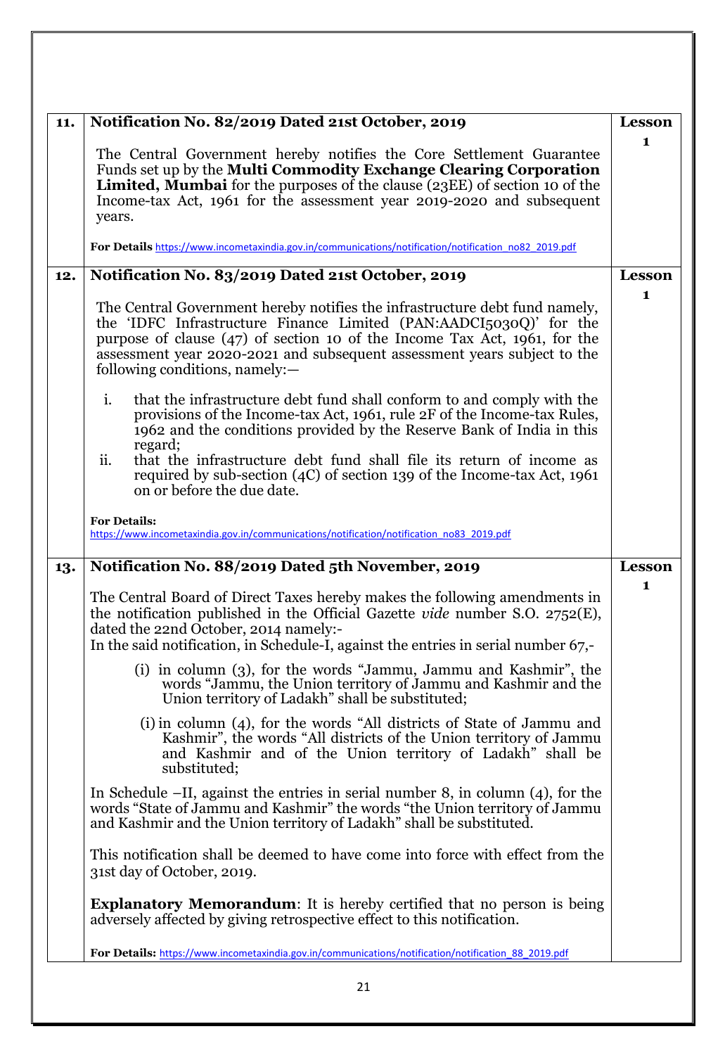| | | |
|---|---|---|
| **11.** | **Notification No. 82/2019 Dated 21st October, 2019**<br><br>The Central Government hereby notifies the Core Settlement Guarantee Funds set up by the **Multi Commodity Exchange Clearing Corporation Limited, Mumbai** for the purposes of the clause (23EE) of section 10 of the Income-tax Act, 1961 for the assessment year 2019-2020 and subsequent years.<br><br>**For Details** https://www.incometaxindia.gov.in/communications/notification/notification_no82_2019.pdf | **Lesson 1** |
| **12.** | **Notification No. 83/2019 Dated 21st October, 2019**<br><br>The Central Government hereby notifies the infrastructure debt fund namely, the 'IDFC Infrastructure Finance Limited (PAN:AADCI5030Q)' for the purpose of clause (47) of section 10 of the Income Tax Act, 1961, for the assessment year 2020-2021 and subsequent assessment years subject to the following conditions, namely:—<br><br>i. that the infrastructure debt fund shall conform to and comply with the provisions of the Income-tax Act, 1961, rule 2F of the Income-tax Rules, 1962 and the conditions provided by the Reserve Bank of India in this regard;<br>ii. that the infrastructure debt fund shall file its return of income as required by sub-section (4C) of section 139 of the Income-tax Act, 1961 on or before the due date.<br><br>**For Details:**<br>https://www.incometaxindia.gov.in/communications/notification/notification_no83_2019.pdf | **Lesson 1** |
| **13.** | **Notification No. 88/2019 Dated 5th November, 2019**<br><br>The Central Board of Direct Taxes hereby makes the following amendments in the notification published in the Official Gazette *vide* number S.O. 2752(E), dated the 22nd October, 2014 namely:-<br>In the said notification, in Schedule-I, against the entries in serial number 67,-<br><br>(i) in column (3), for the words "Jammu, Jammu and Kashmir", the words "Jammu, the Union territory of Jammu and Kashmir and the Union territory of Ladakh" shall be substituted;<br><br>(i) in column (4), for the words "All districts of State of Jammu and Kashmir", the words "All districts of the Union territory of Jammu and Kashmir and of the Union territory of Ladakh" shall be substituted;<br><br>In Schedule –II, against the entries in serial number 8, in column (4), for the words "State of Jammu and Kashmir" the words "the Union territory of Jammu and Kashmir and the Union territory of Ladakh" shall be substituted.<br><br>This notification shall be deemed to have come into force with effect from the 31st day of October, 2019.<br><br>**Explanatory Memorandum**: It is hereby certified that no person is being adversely affected by giving retrospective effect to this notification.<br><br>**For Details:** https://www.incometaxindia.gov.in/communications/notification/notification_88_2019.pdf | **Lesson 1** |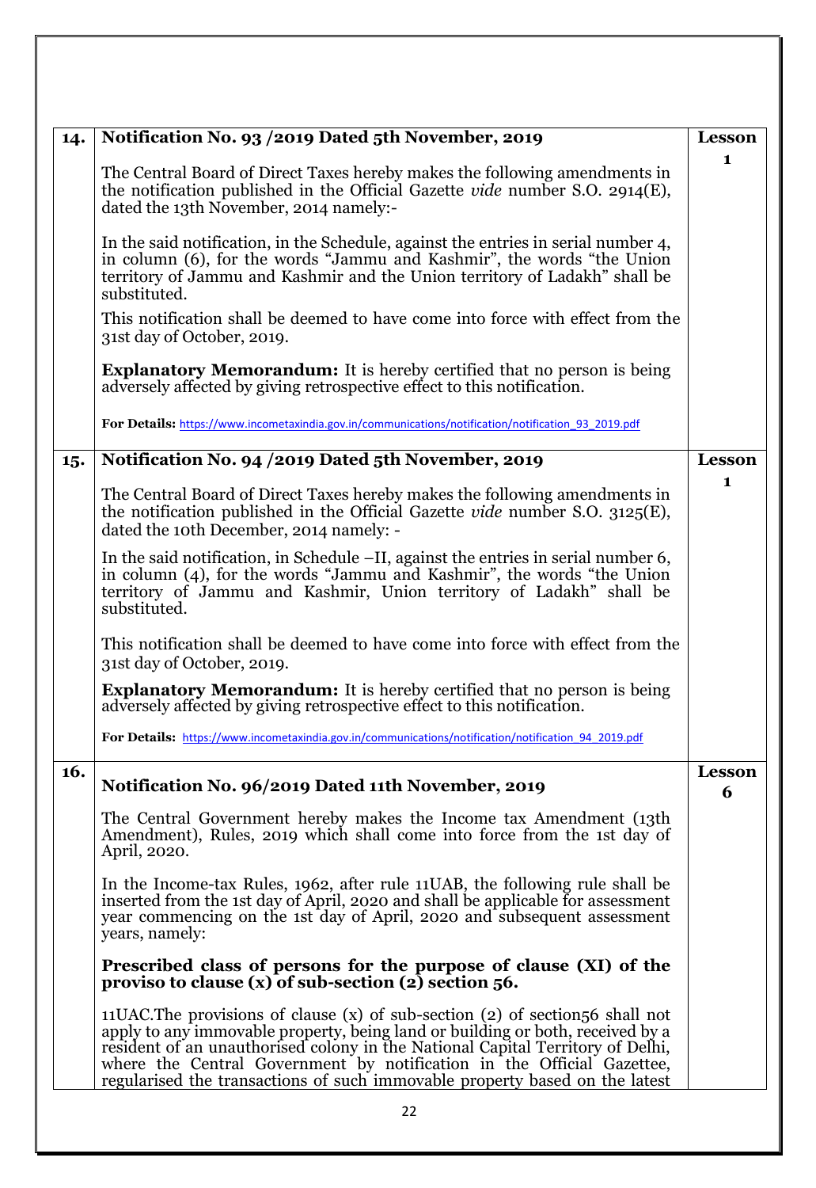| | | |
|---|---|---|
| **14.** | **Notification No. 93 /2019 Dated 5th November, 2019**<br><br>The Central Board of Direct Taxes hereby makes the following amendments in the notification published in the Official Gazette *vide* number S.O. 2914(E), dated the 13th November, 2014 namely:-<br><br>In the said notification, in the Schedule, against the entries in serial number 4, in column (6), for the words "Jammu and Kashmir", the words "the Union territory of Jammu and Kashmir and the Union territory of Ladakh" shall be substituted.<br><br>This notification shall be deemed to have come into force with effect from the 31st day of October, 2019.<br><br>**Explanatory Memorandum:** It is hereby certified that no person is being adversely affected by giving retrospective effect to this notification.<br><br>**For Details:** https://www.incometaxindia.gov.in/communications/notification/notification_93_2019.pdf | **Lesson 1** |
| **15.** | **Notification No. 94 /2019 Dated 5th November, 2019**<br><br>The Central Board of Direct Taxes hereby makes the following amendments in the notification published in the Official Gazette *vide* number S.O. 3125(E), dated the 10th December, 2014 namely: -<br><br>In the said notification, in Schedule –II, against the entries in serial number 6, in column (4), for the words "Jammu and Kashmir", the words "the Union territory of Jammu and Kashmir, Union territory of Ladakh" shall be substituted.<br><br>This notification shall be deemed to have come into force with effect from the 31st day of October, 2019.<br><br>**Explanatory Memorandum:** It is hereby certified that no person is being adversely affected by giving retrospective effect to this notification.<br><br>**For Details:** https://www.incometaxindia.gov.in/communications/notification/notification_94_2019.pdf | **Lesson 1** |
| **16.** | **Notification No. 96/2019 Dated 11th November, 2019**<br><br>The Central Government hereby makes the Income tax Amendment (13th Amendment), Rules, 2019 which shall come into force from the 1st day of April, 2020.<br><br>In the Income-tax Rules, 1962, after rule 11UAB, the following rule shall be inserted from the 1st day of April, 2020 and shall be applicable for assessment year commencing on the 1st day of April, 2020 and subsequent assessment years, namely:<br><br>**Prescribed class of persons for the purpose of clause (XI) of the proviso to clause (x) of sub-section (2) section 56.**<br><br>11UAC.The provisions of clause (x) of sub-section (2) of section56 shall not apply to any immovable property, being land or building or both, received by a resident of an unauthorised colony in the National Capital Territory of Delhi, where the Central Government by notification in the Official Gazettee, regularised the transactions of such immovable property based on the latest | **Lesson 6** |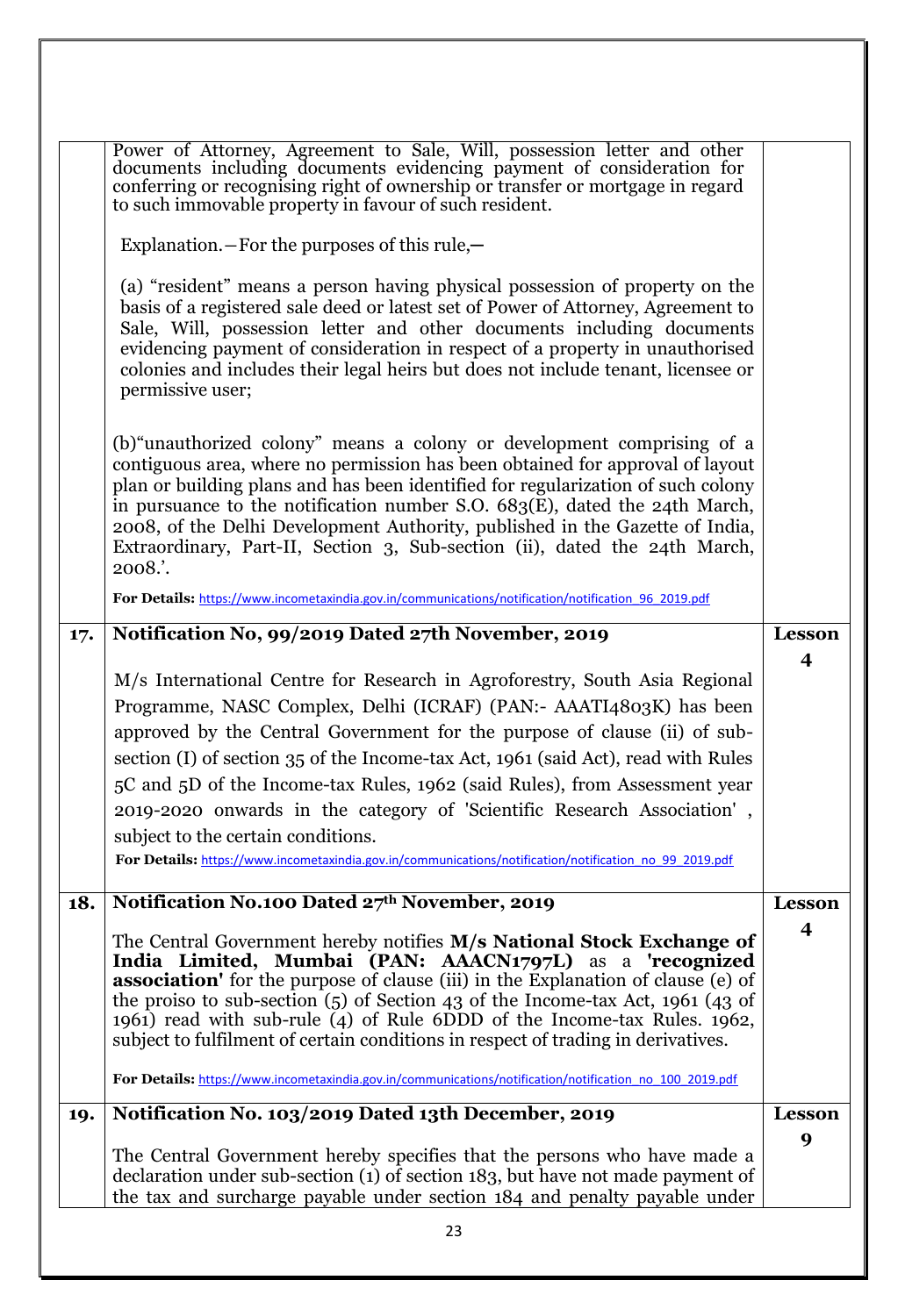| | | |
|---|---|---|
| | Power of Attorney, Agreement to Sale, Will, possession letter and other documents including documents evidencing payment of consideration for conferring or recognising right of ownership or transfer or mortgage in regard to such immovable property in favour of such resident.<br><br>Explanation.—For the purposes of this rule,—<br><br>(a) "resident" means a person having physical possession of property on the basis of a registered sale deed or latest set of Power of Attorney, Agreement to Sale, Will, possession letter and other documents including documents evidencing payment of consideration in respect of a property in unauthorised colonies and includes their legal heirs but does not include tenant, licensee or permissive user;<br><br>(b)"unauthorized colony" means a colony or development comprising of a contiguous area, where no permission has been obtained for approval of layout plan or building plans and has been identified for regularization of such colony in pursuance to the notification number S.O. 683(E), dated the 24th March, 2008, of the Delhi Development Authority, published in the Gazette of India, Extraordinary, Part-II, Section 3, Sub-section (ii), dated the 24th March, 2008.'.<br><br>**For Details:** https://www.incometaxindia.gov.in/communications/notification/notification_96_2019.pdf | |
| **17.** | **Notification No, 99/2019 Dated 27th November, 2019**<br><br>M/s International Centre for Research in Agroforestry, South Asia Regional Programme, NASC Complex, Delhi (ICRAF) (PAN:- AAATI4803K) has been approved by the Central Government for the purpose of clause (ii) of sub-section (I) of section 35 of the Income-tax Act, 1961 (said Act), read with Rules 5C and 5D of the Income-tax Rules, 1962 (said Rules), from Assessment year 2019-2020 onwards in the category of 'Scientific Research Association' , subject to the certain conditions.<br><br>**For Details:** https://www.incometaxindia.gov.in/communications/notification/notification_no_99_2019.pdf | **Lesson 4** |
| **18.** | **Notification No.100 Dated 27th November, 2019**<br><br>The Central Government hereby notifies **M/s National Stock Exchange of India Limited, Mumbai (PAN: AAACN1797L)** as a **'recognized association'** for the purpose of clause (iii) in the Explanation of clause (e) of the proviso to sub-section (5) of Section 43 of the Income-tax Act, 1961 (43 of 1961) read with sub-rule (4) of Rule 6DDD of the Income-tax Rules. 1962, subject to fulfilment of certain conditions in respect of trading in derivatives.<br><br>**For Details:** https://www.incometaxindia.gov.in/communications/notification/notification_no_100_2019.pdf | **Lesson 4** |
| **19.** | **Notification No. 103/2019 Dated 13th December, 2019**<br><br>The Central Government hereby specifies that the persons who have made a declaration under sub-section (1) of section 183, but have not made payment of the tax and surcharge payable under section 184 and penalty payable under | **Lesson 9** |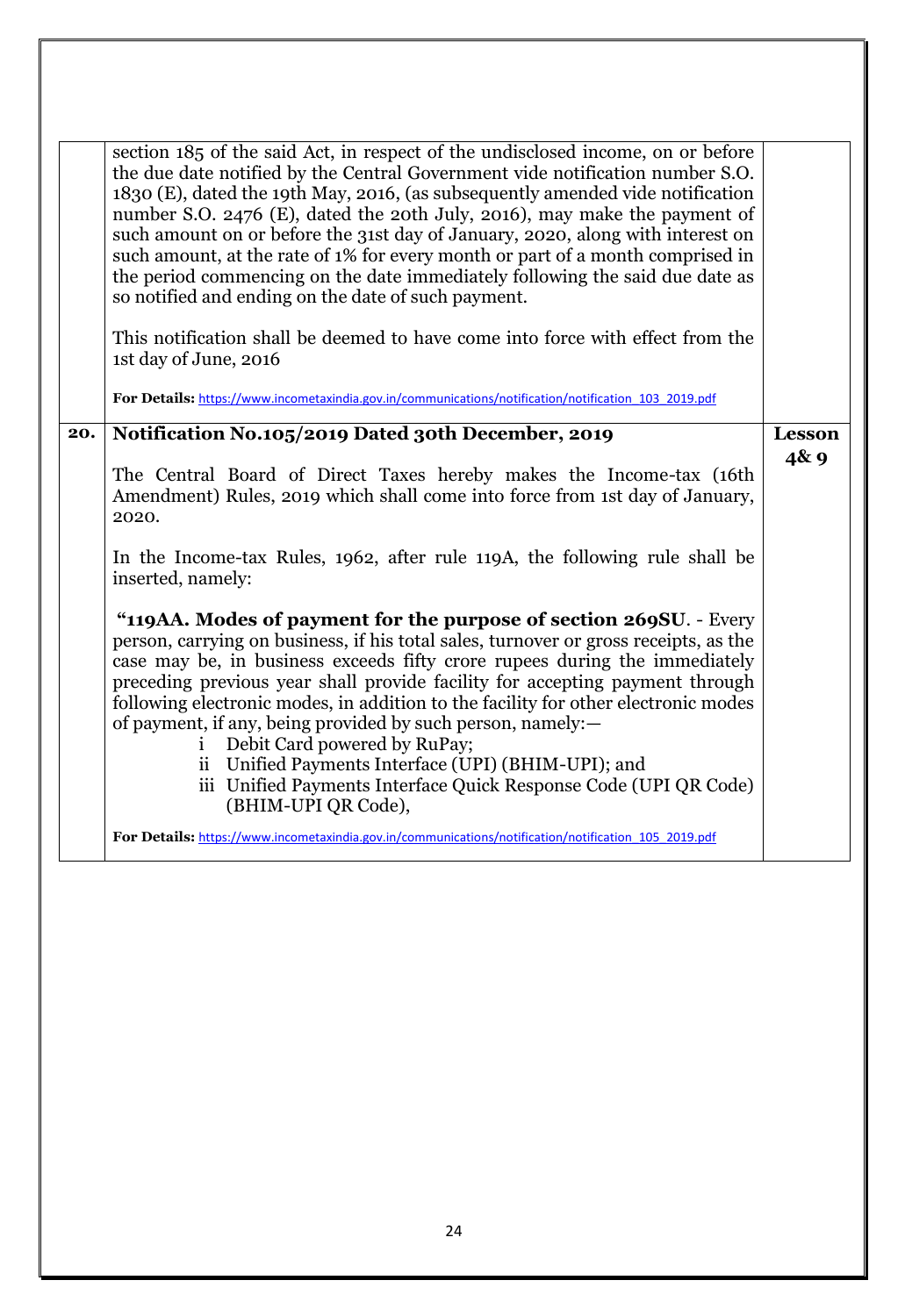| | | |
|---|---|---|
| | section 185 of the said Act, in respect of the undisclosed income, on or before the due date notified by the Central Government vide notification number S.O. 1830 (E), dated the 19th May, 2016, (as subsequently amended vide notification number S.O. 2476 (E), dated the 20th July, 2016), may make the payment of such amount on or before the 31st day of January, 2020, along with interest on such amount, at the rate of 1% for every month or part of a month comprised in the period commencing on the date immediately following the said due date as so notified and ending on the date of such payment.<br><br>This notification shall be deemed to have come into force with effect from the 1st day of June, 2016<br><br>**For Details:** https://www.incometaxindia.gov.in/communications/notification/notification_103_2019.pdf | |
| **20.** | **Notification No.105/2019 Dated 30th December, 2019**<br><br>The Central Board of Direct Taxes hereby makes the Income-tax (16th Amendment) Rules, 2019 which shall come into force from 1st day of January, 2020.<br><br>In the Income-tax Rules, 1962, after rule 119A, the following rule shall be inserted, namely:<br><br>**"119AA. Modes of payment for the purpose of section 269SU**. - Every person, carrying on business, if his total sales, turnover or gross receipts, as the case may be, in business exceeds fifty crore rupees during the immediately preceding previous year shall provide facility for accepting payment through following electronic modes, in addition to the facility for other electronic modes of payment, if any, being provided by such person, namely:—<br>i Debit Card powered by RuPay;<br>ii Unified Payments Interface (UPI) (BHIM-UPI); and<br>iii Unified Payments Interface Quick Response Code (UPI QR Code) (BHIM-UPI QR Code),<br><br>**For Details:** https://www.incometaxindia.gov.in/communications/notification/notification_105_2019.pdf | **Lesson 4& 9** |